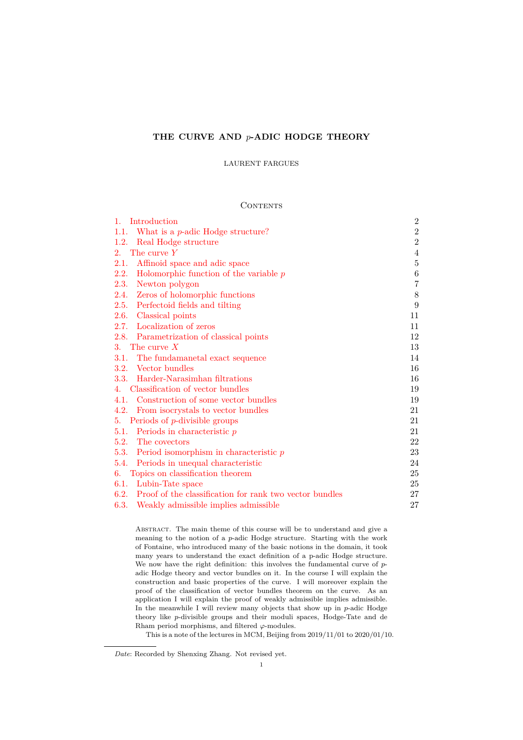# THE CURVE AND $p$-ADIC HODGE THEORY

LAURENT FARGUES

## Contents

| | | |
|---|---|---|
| 1. | Introduction | 2 |
| 1.1. | What is a $p$-adic Hodge structure? | 2 |
| 1.2. | Real Hodge structure | 2 |
| 2. | The curve $Y$ | 4 |
| 2.1. | Affinoid space and adic space | 5 |
| 2.2. | Holomorphic function of the variable $p$ | 6 |
| 2.3. | Newton polygon | 7 |
| 2.4. | Zeros of holomorphic functions | 8 |
| 2.5. | Perfectoid fields and tilting | 9 |
| 2.6. | Classical points | 11 |
| 2.7. | Localization of zeros | 11 |
| 2.8. | Parametrization of classical points | 12 |
| 3. | The curve $X$ | 13 |
| 3.1. | The fundamanetal exact sequence | 14 |
| 3.2. | Vector bundles | 16 |
| 3.3. | Harder-Narasimhan filtrations | 16 |
| 4. | Classification of vector bundles | 19 |
| 4.1. | Construction of some vector bundles | 19 |
| 4.2. | From isocrystals to vector bundles | 21 |
| 5. | Periods of $p$-divisible groups | 21 |
| 5.1. | Periods in characteristic $p$ | 21 |
| 5.2. | The covectors | 22 |
| 5.3. | Period isomorphism in characteristic $p$ | 23 |
| 5.4. | Periods in unequal characteristic | 24 |
| 6. | Topics on classification theorem | 25 |
| 6.1. | Lubin-Tate space | 25 |
| 6.2. | Proof of the classification for rank two vector bundles | 27 |
| 6.3. | Weakly admissible implies admissible | 27 |

Abstract. The main theme of this course will be to understand and give a meaning to the notion of a $p$-adic Hodge structure. Starting with the work of Fontaine, who introduced many of the basic notions in the domain, it took many years to understand the exact definition of a p-adic Hodge structure. We now have the right definition: this involves the fundamental curve of $p$-adic Hodge theory and vector bundles on it. In the course I will explain the construction and basic properties of the curve. I will moreover explain the proof of the classification of vector bundles theorem on the curve. As an application I will explain the proof of weakly admissible implies admissible. In the meanwhile I will review many objects that show up in $p$-adic Hodge theory like $p$-divisible groups and their moduli spaces, Hodge-Tate and de Rham period morphisms, and filtered $\varphi$-modules.

This is a note of the lectures in MCM, Beijing from 2019/11/01 to 2020/01/10.

*Date*: Recorded by Shenxing Zhang. Not revised yet.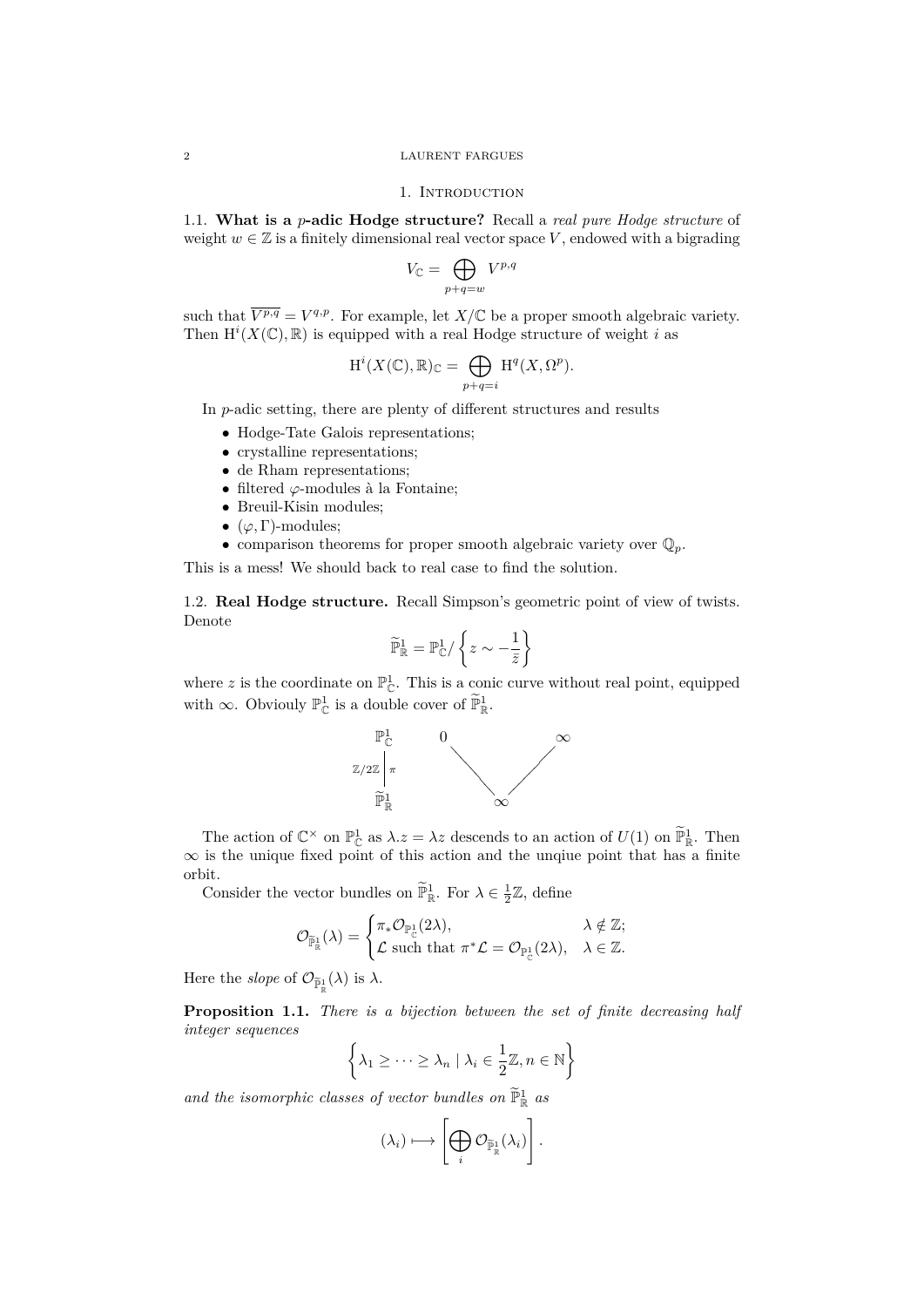## 1. Introduction

1.1. **What is a $p$-adic Hodge structure?** Recall a *real pure Hodge structure* of weight $w \in \mathbb{Z}$ is a finitely dimensional real vector space $V$, endowed with a bigrading

$$V_{\mathbb{C}} = \bigoplus_{p+q=w} V^{p,q}$$

such that $\overline{V^{p,q}} = V^{q,p}$. For example, let $X/\mathbb{C}$ be a proper smooth algebraic variety. Then $\mathrm{H}^i(X(\mathbb{C}), \mathbb{R})$ is equipped with a real Hodge structure of weight $i$ as

$$\mathrm{H}^i(X(\mathbb{C}), \mathbb{R})_{\mathbb{C}} = \bigoplus_{p+q=i} \mathrm{H}^q(X, \Omega^p).$$

In $p$-adic setting, there are plenty of different structures and results

- Hodge-Tate Galois representations;
- crystalline representations;
- de Rham representations;
- filtered $\varphi$-modules à la Fontaine;
- Breuil-Kisin modules;
- $(\varphi, \Gamma)$-modules;
- comparison theorems for proper smooth algebraic variety over $\mathbb{Q}_p$.

This is a mess! We should back to real case to find the solution.

1.2. **Real Hodge structure.** Recall Simpson's geometric point of view of twists. Denote

$$\widetilde{\mathbb{P}}^1_{\mathbb{R}} = \mathbb{P}^1_{\mathbb{C}} / \left\{ z \sim -\frac{1}{\bar{z}} \right\}$$

where $z$ is the coordinate on $\mathbb{P}^1_{\mathbb{C}}$. This is a conic curve without real point, equipped with $\infty$. Obviouly $\mathbb{P}^1_{\mathbb{C}}$ is a double cover of $\widetilde{\mathbb{P}}^1_{\mathbb{R}}$.

$$\begin{array}{ccc} \mathbb{P}^1_{\mathbb{C}} & \qquad & 0 \qquad\qquad \infty \\ \mathbb{Z}/2\mathbb{Z} \Big\downarrow \pi & & \searrow \quad \swarrow \\ \widetilde{\mathbb{P}}^1_{\mathbb{R}} & & \infty \end{array}$$

The action of $\mathbb{C}^\times$ on $\mathbb{P}^1_{\mathbb{C}}$ as $\lambda.z = \lambda z$ descends to an action of $U(1)$ on $\widetilde{\mathbb{P}}^1_{\mathbb{R}}$. Then $\infty$ is the unique fixed point of this action and the unqiue point that has a finite orbit.

Consider the vector bundles on $\widetilde{\mathbb{P}}^1_{\mathbb{R}}$. For $\lambda \in \frac{1}{2}\mathbb{Z}$, define

$$\mathcal{O}_{\widetilde{\mathbb{P}}^1_{\mathbb{R}}}(\lambda) = \begin{cases} \pi_* \mathcal{O}_{\mathbb{P}^1_{\mathbb{C}}}(2\lambda), & \lambda \notin \mathbb{Z}; \\ \mathcal{L} \text{ such that } \pi^* \mathcal{L} = \mathcal{O}_{\mathbb{P}^1_{\mathbb{C}}}(2\lambda), & \lambda \in \mathbb{Z}. \end{cases}$$

Here the *slope* of $\mathcal{O}_{\widetilde{\mathbb{P}}^1_{\mathbb{R}}}(\lambda)$ is $\lambda$.

**Proposition 1.1.** *There is a bijection between the set of finite decreasing half integer sequences*

$$\left\{ \lambda_1 \geq \cdots \geq \lambda_n \mid \lambda_i \in \frac{1}{2}\mathbb{Z}, n \in \mathbb{N} \right\}$$

*and the isomorphic classes of vector bundles on $\widetilde{\mathbb{P}}^1_{\mathbb{R}}$ as*

$$(\lambda_i) \longmapsto \left[ \bigoplus_i \mathcal{O}_{\widetilde{\mathbb{P}}^1_{\mathbb{R}}}(\lambda_i) \right].$$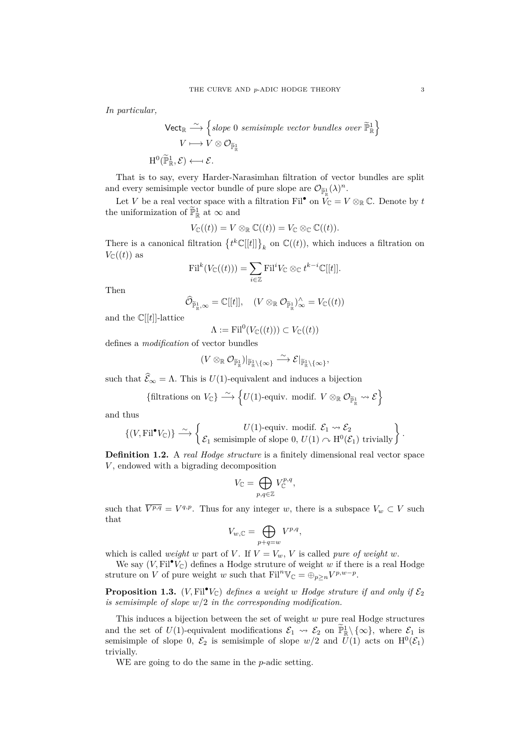*In particular,*

$$\begin{aligned}
\mathsf{Vect}_{\mathbb{R}} &\xrightarrow{\sim} \left\{\textit{slope } 0 \textit{ semisimple vector bundles over } \widetilde{\mathbb{P}}^1_{\mathbb{R}}\right\} \\
V &\longmapsto V \otimes \mathcal{O}_{\widetilde{\mathbb{P}}^1_{\mathbb{R}}} \\
\mathrm{H}^0(\widetilde{\mathbb{P}}^1_{\mathbb{R}}, \mathcal{E}) &\longleftarrow \mathcal{E}.
\end{aligned}$$

That is to say, every Harder-Narasimhan filtration of vector bundles are split and every semisimple vector bundle of pure slope are $\mathcal{O}_{\widetilde{\mathbb{P}}^1_{\mathbb{R}}}(\lambda)^n$.

Let $V$ be a real vector space with a filtration $\mathrm{Fil}^\bullet$ on $V_{\mathbb{C}} = V \otimes_{\mathbb{R}} \mathbb{C}$. Denote by $t$ the uniformization of $\widetilde{\mathbb{P}}^1_{\mathbb{R}}$ at $\infty$ and

$$V_{\mathbb{C}}((t)) = V \otimes_{\mathbb{R}} \mathbb{C}((t)) = V_{\mathbb{C}} \otimes_{\mathbb{C}} \mathbb{C}((t)).$$

There is a canonical filtration $\left\{t^k \mathbb{C}[[t]]\right\}_k$ on $\mathbb{C}((t))$, which induces a filtration on $V_{\mathbb{C}}((t))$ as

$$\mathrm{Fil}^k(V_{\mathbb{C}}((t))) = \sum_{i \in \mathbb{Z}} \mathrm{Fil}^i V_{\mathbb{C}} \otimes_{\mathbb{C}} t^{k-i}\mathbb{C}[[t]].$$

Then

$$\widehat{\mathcal{O}}_{\widetilde{\mathbb{P}}^1_{\mathbb{R}}, \infty} = \mathbb{C}[[t]], \quad (V \otimes_{\mathbb{R}} \mathcal{O}_{\widetilde{\mathbb{P}}^1_{\mathbb{R}}})^\wedge_\infty = V_{\mathbb{C}}((t))$$

and the $\mathbb{C}[[t]]$-lattice

$$\Lambda := \mathrm{Fil}^0(V_{\mathbb{C}}((t))) \subset V_{\mathbb{C}}((t))$$

defines a *modification* of vector bundles

$$(V \otimes_{\mathbb{R}} \mathcal{O}_{\widetilde{\mathbb{P}}^1_{\mathbb{R}}})|_{\widetilde{\mathbb{P}}^1_{\mathbb{R}} \setminus \{\infty\}} \xrightarrow{\sim} \mathcal{E}|_{\widetilde{\mathbb{P}}^1_{\mathbb{R}} \setminus \{\infty\}},$$

such that $\widehat{\mathcal{E}}_\infty = \Lambda$. This is $U(1)$-equivalent and induces a bijection

$$\{\text{filtrations on } V_{\mathbb{C}}\} \xrightarrow{\sim} \left\{U(1)\text{-equiv. modif. } V \otimes_{\mathbb{R}} \mathcal{O}_{\widetilde{\mathbb{P}}^1_{\mathbb{R}}} \rightsquigarrow \mathcal{E}\right\}$$

and thus

$$\{(V, \mathrm{Fil}^\bullet V_{\mathbb{C}})\} \xrightarrow{\sim} \left\{\begin{array}{c} U(1)\text{-equiv. modif. } \mathcal{E}_1 \rightsquigarrow \mathcal{E}_2 \\ \mathcal{E}_1 \text{ semisimple of slope } 0,\ U(1) \curvearrowright \mathrm{H}^0(\mathcal{E}_1) \text{ trivially} \end{array}\right\}.$$

**Definition 1.2.** A *real Hodge structure* is a finitely dimensional real vector space $V$, endowed with a bigrading decomposition

$$V_{\mathbb{C}} = \bigoplus_{p,q \in \mathbb{Z}} V_{\mathbb{C}}^{p,q},$$

such that $\overline{V^{p,q}} = V^{q,p}$. Thus for any integer $w$, there is a subspace $V_w \subset V$ such that

$$V_{w,\mathbb{C}} = \bigoplus_{p+q=w} V^{p,q},$$

which is called *weight* $w$ part of $V$. If $V = V_w$, $V$ is called *pure of weight* $w$.

We say $(V, \mathrm{Fil}^\bullet V_{\mathbb{C}})$ defines a Hodge struture of weight $w$ if there is a real Hodge struture on $V$ of pure weight $w$ such that $\mathrm{Fil}^n \mathbb{V}_{\mathbb{C}} = \oplus_{p \geq n} V^{p,w-p}$.

**Proposition 1.3.** *$(V, \mathrm{Fil}^\bullet V_{\mathbb{C}})$ defines a weight $w$ Hodge struture if and only if $\mathcal{E}_2$ is semisimple of slope $w/2$ in the corresponding modification.*

This induces a bijection between the set of weight $w$ pure real Hodge structures and the set of $U(1)$-equivalent modifications $\mathcal{E}_1 \rightsquigarrow \mathcal{E}_2$ on $\widetilde{\mathbb{P}}^1_{\mathbb{R}} \setminus \{\infty\}$, where $\mathcal{E}_1$ is semisimple of slope $0$, $\mathcal{E}_2$ is semisimple of slope $w/2$ and $U(1)$ acts on $\mathrm{H}^0(\mathcal{E}_1)$ trivially.

WE are going to do the same in the $p$-adic setting.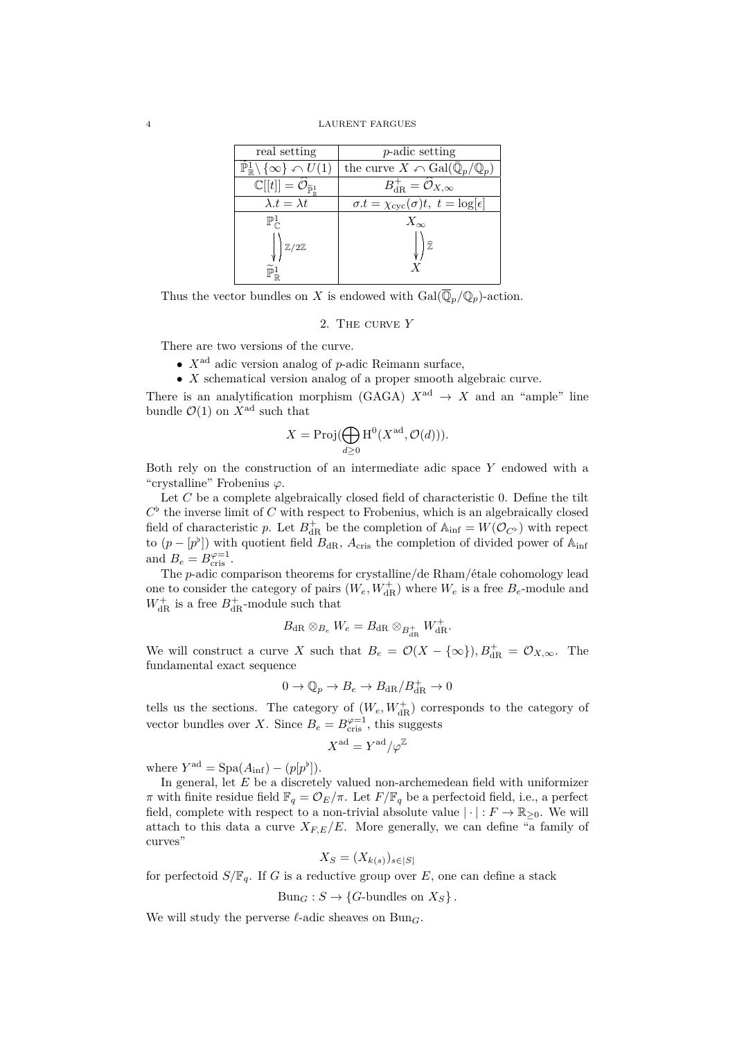| real setting | $p$-adic setting |
| --- | --- |
| $\widetilde{\mathbb{P}}^1_{\mathbb{R}} \setminus \{\infty\} \curvearrowleft U(1)$ | the curve $X \curvearrowleft \mathrm{Gal}(\bar{\mathbb{Q}}_p/\mathbb{Q}_p)$ |
| $\mathbb{C}[[t]] = \hat{\mathcal{O}}_{\widetilde{\mathbb{P}}^1_{\mathbb{R}}}$ | $B^+_{\mathrm{dR}} = \hat{\mathcal{O}}_{X,\infty}$ |
| $\lambda.t = \lambda t$ | $\sigma.t = \chi_{\mathrm{cyc}}(\sigma)t,\ t = \log[\epsilon]$ |
| $\mathbb{P}^1_{\mathbb{C}} \downarrow \mathbb{Z}/2\mathbb{Z}$ $\widetilde{\mathbb{P}}^1_{\mathbb{R}}$ | $X_\infty \downarrow \widehat{\mathbb{Z}}$ $X$ |

Thus the vector bundles on $X$ is endowed with $\mathrm{Gal}(\overline{\mathbb{Q}}_p/\mathbb{Q}_p)$-action.

## 2. The curve $Y$

There are two versions of the curve.

- $X^{\mathrm{ad}}$ adic version analog of $p$-adic Reimann surface,
- $X$ schematical version analog of a proper smooth algebraic curve.

There is an analytification morphism (GAGA) $X^{\mathrm{ad}} \to X$ and an "ample" line bundle $\mathcal{O}(1)$ on $X^{\mathrm{ad}}$ such that

$$X = \mathrm{Proj}(\bigoplus_{d \geq 0} \mathrm{H}^0(X^{\mathrm{ad}}, \mathcal{O}(d))).$$

Both rely on the construction of an intermediate adic space $Y$ endowed with a "crystalline" Frobenius $\varphi$.

Let $C$ be a complete algebraically closed field of characteristic 0. Define the tilt $C^\flat$ the inverse limit of $C$ with respect to Frobenius, which is an algebraically closed field of characteristic $p$. Let $B^+_{\mathrm{dR}}$ be the completion of $\mathbb{A}_{\mathrm{inf}} = W(\mathcal{O}_{C^\flat})$ with repect to $(p - [p^\flat])$ with quotient field $B_{\mathrm{dR}}$, $A_{\mathrm{cris}}$ the completion of divided power of $\mathbb{A}_{\mathrm{inf}}$ and $B_e = B_{\mathrm{cris}}^{\varphi=1}$.

The $p$-adic comparison theorems for crystalline/de Rham/étale cohomology lead one to consider the category of pairs $(W_e, W^+_{\mathrm{dR}})$ where $W_e$ is a free $B_e$-module and $W^+_{\mathrm{dR}}$ is a free $B^+_{\mathrm{dR}}$-module such that

$$B_{\mathrm{dR}} \otimes_{B_e} W_e = B_{\mathrm{dR}} \otimes_{B^+_{\mathrm{dR}}} W^+_{\mathrm{dR}}.$$

We will construct a curve $X$ such that $B_e = \mathcal{O}(X - \{\infty\}), B^+_{\mathrm{dR}} = \mathcal{O}_{X,\infty}$. The fundamental exact sequence

$$0 \to \mathbb{Q}_p \to B_e \to B_{\mathrm{dR}}/B^+_{\mathrm{dR}} \to 0$$

tells us the sections. The category of $(W_e, W^+_{\mathrm{dR}})$ corresponds to the category of vector bundles over $X$. Since $B_e = B_{\mathrm{cris}}^{\varphi=1}$, this suggests

$$X^{\mathrm{ad}} = Y^{\mathrm{ad}}/\varphi^{\mathbb{Z}}$$

where $Y^{\mathrm{ad}} = \mathrm{Spa}(A_{\mathrm{inf}}) - (p[p^\flat])$.

In general, let $E$ be a discretely valued non-archemedean field with uniformizer $\pi$ with finite residue field $\mathbb{F}_q = \mathcal{O}_E/\pi$. Let $F/\mathbb{F}_q$ be a perfectoid field, i.e., a perfect field, complete with respect to a non-trivial absolute value $|\cdot| : F \to \mathbb{R}_{\geq 0}$. We will attach to this data a curve $X_{F,E}/E$. More generally, we can define "a family of curves"

$$X_S = (X_{k(s)})_{s \in |S|}$$

for perfectoid $S/\mathbb{F}_q$. If $G$ is a reductive group over $E$, one can define a stack

$$\mathrm{Bun}_G : S \to \{G\text{-bundles on } X_S\}.$$

We will study the perverse $\ell$-adic sheaves on $\mathrm{Bun}_G$.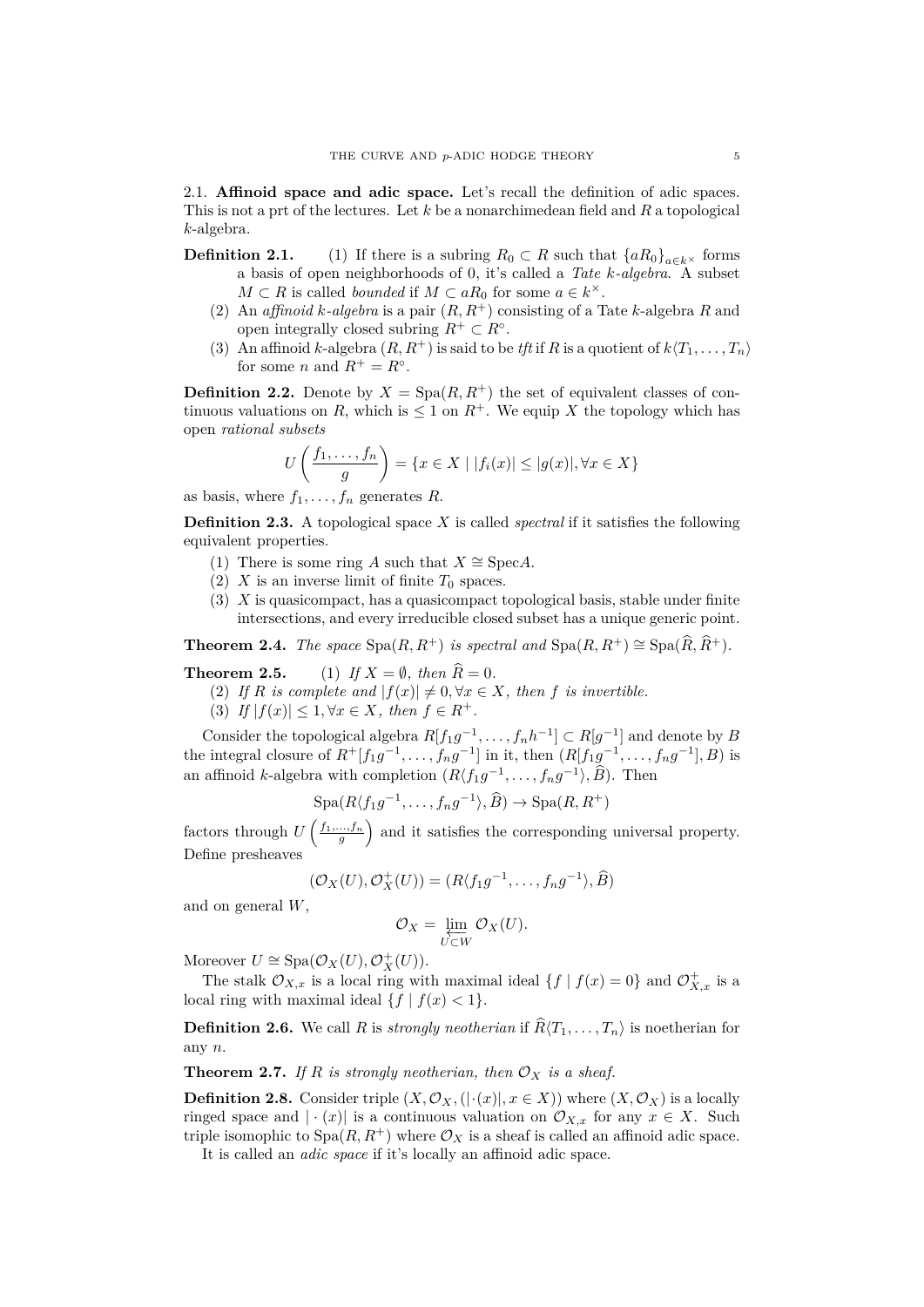## 2.1. **Affinoid space and adic space.**

Let's recall the definition of adic spaces. This is not a prt of the lectures. Let $k$ be a nonarchimedean field and $R$ a topological $k$-algebra.

**Definition 2.1.**
1. If there is a subring $R_0 \subset R$ such that $\{aR_0\}_{a \in k^\times}$ forms a basis of open neighborhoods of 0, it's called a *Tate k-algebra*. A subset $M \subset R$ is called *bounded* if $M \subset aR_0$ for some $a \in k^\times$.
2. An *affinoid k-algebra* is a pair $(R, R^+)$ consisting of a Tate $k$-algebra $R$ and open integrally closed subring $R^+ \subset R^\circ$.
3. An affinoid $k$-algebra $(R, R^+)$ is said to be *tft* if $R$ is a quotient of $k\langle T_1, \ldots, T_n\rangle$ for some $n$ and $R^+ = R^\circ$.

**Definition 2.2.** Denote by $X = \mathrm{Spa}(R, R^+)$ the set of equivalent classes of continuous valuations on $R$, which is $\leq 1$ on $R^+$. We equip $X$ the topology which has open *rational subsets*

$$U\left(\frac{f_1, \ldots, f_n}{g}\right) = \{x \in X \mid |f_i(x)| \leq |g(x)|, \forall x \in X\}$$

as basis, where $f_1, \ldots, f_n$ generates $R$.

**Definition 2.3.** A topological space $X$ is called *spectral* if it satisfies the following equivalent properties.
1. There is some ring $A$ such that $X \cong \mathrm{Spec} A$.
2. $X$ is an inverse limit of finite $T_0$ spaces.
3. $X$ is quasicompact, has a quasicompact topological basis, stable under finite intersections, and every irreducible closed subset has a unique generic point.

**Theorem 2.4.** *The space* $\mathrm{Spa}(R, R^+)$ *is spectral and* $\mathrm{Spa}(R, R^+) \cong \mathrm{Spa}(\widehat{R}, \widehat{R}^+)$.

**Theorem 2.5.**
1. *If* $X = \emptyset$, *then* $\widehat{R} = 0$.
2. *If* $R$ *is complete and* $|f(x)| \neq 0, \forall x \in X$, *then* $f$ *is invertible.*
3. *If* $|f(x)| \leq 1, \forall x \in X$, *then* $f \in R^+$.

Consider the topological algebra $R[f_1 g^{-1}, \ldots, f_n h^{-1}] \subset R[g^{-1}]$ and denote by $B$ the integral closure of $R^+[f_1 g^{-1}, \ldots, f_n g^{-1}]$ in it, then $(R[f_1 g^{-1}, \ldots, f_n g^{-1}], B)$ is an affinoid $k$-algebra with completion $(R\langle f_1 g^{-1}, \ldots, f_n g^{-1}\rangle, \widehat{B})$. Then

$$\mathrm{Spa}(R\langle f_1 g^{-1}, \ldots, f_n g^{-1}\rangle, \widehat{B}) \to \mathrm{Spa}(R, R^+)$$

factors through $U\left(\frac{f_1, \ldots, f_n}{g}\right)$ and it satisfies the corresponding universal property. Define presheaves

$$(\mathcal{O}_X(U), \mathcal{O}_X^+(U)) = (R\langle f_1 g^{-1}, \ldots, f_n g^{-1}\rangle, \widehat{B})$$

and on general $W$,

$$\mathcal{O}_X = \varprojlim_{U \subset W} \mathcal{O}_X(U).$$

Moreover $U \cong \mathrm{Spa}(\mathcal{O}_X(U), \mathcal{O}_X^+(U))$.

The stalk $\mathcal{O}_{X,x}$ is a local ring with maximal ideal $\{f \mid f(x) = 0\}$ and $\mathcal{O}_{X,x}^+$ is a local ring with maximal ideal $\{f \mid f(x) < 1\}$.

**Definition 2.6.** We call $R$ is *strongly neotherian* if $\widehat{R}\langle T_1, \ldots, T_n\rangle$ is noetherian for any $n$.

**Theorem 2.7.** *If* $R$ *is strongly neotherian, then* $\mathcal{O}_X$ *is a sheaf.*

**Definition 2.8.** Consider triple $(X, \mathcal{O}_X, (|\cdot(x)|, x \in X))$ where $(X, \mathcal{O}_X)$ is a locally ringed space and $|\cdot(x)|$ is a continuous valuation on $\mathcal{O}_{X,x}$ for any $x \in X$. Such triple isomophic to $\mathrm{Spa}(R, R^+)$ where $\mathcal{O}_X$ is a sheaf is called an affinoid adic space.

It is called an *adic space* if it's locally an affinoid adic space.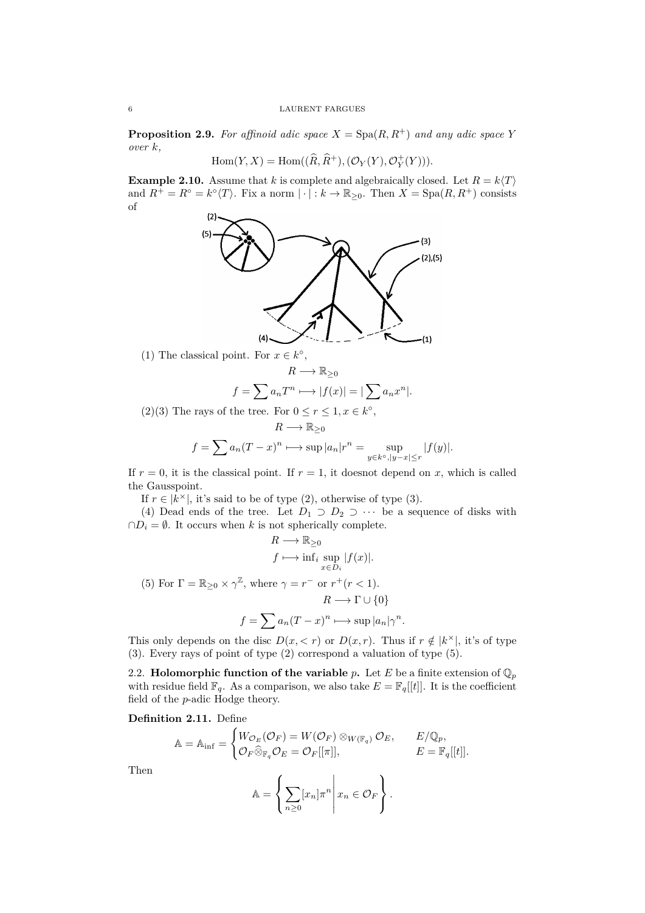**Proposition 2.9.** *For affinoid adic space $X = \mathrm{Spa}(R, R^+)$ and any adic space $Y$ over $k$,*

$$\mathrm{Hom}(Y, X) = \mathrm{Hom}((\widehat{R}, \widehat{R}^+), (\mathcal{O}_Y(Y), \mathcal{O}_Y^+(Y))).$$

**Example 2.10.** Assume that $k$ is complete and algebraically closed. Let $R = k\langle T\rangle$ and $R^+ = R^\circ = k^\circ\langle T\rangle$. Fix a norm $|\cdot| : k \to \mathbb{R}_{\geq 0}$. Then $X = \mathrm{Spa}(R, R^+)$ consists of

(1) The classical point. For $x \in k^\circ$,

$$R \longrightarrow \mathbb{R}_{\geq 0}$$

$$f = \sum a_n T^n \longmapsto |f(x)| = |\sum a_n x^n|.$$

(2)(3) The rays of the tree. For $0 \leq r \leq 1, x \in k^\circ$,

$$R \longrightarrow \mathbb{R}_{\geq 0}$$

$$f = \sum a_n (T-x)^n \longmapsto \sup |a_n| r^n = \sup_{y \in k^\circ, |y-x| \leq r} |f(y)|.$$

If $r = 0$, it is the classical point. If $r = 1$, it doesnot depend on $x$, which is called the Gausspoint.

If $r \in |k^\times|$, it's said to be of type (2), otherwise of type (3).

(4) Dead ends of the tree. Let $D_1 \supset D_2 \supset \cdots$ be a sequence of disks with $\cap D_i = \emptyset$. It occurs when $k$ is not spherically complete.

$$R \longrightarrow \mathbb{R}_{\geq 0}$$

$$f \longmapsto \inf_i \sup_{x \in D_i} |f(x)|.$$

(5) For $\Gamma = \mathbb{R}_{\geq 0} \times \gamma^{\mathbb{Z}}$, where $\gamma = r^-$ or $r^+ (r < 1)$.

$$R \longrightarrow \Gamma \cup \{0\}$$

$$f = \sum a_n (T-x)^n \longmapsto \sup |a_n| \gamma^n.$$

This only depends on the disc $D(x, < r)$ or $D(x, r)$. Thus if $r \notin |k^\times|$, it's of type (3). Every rays of point of type (2) correspond a valuation of type (5).

2.2. **Holomorphic function of the variable $p$.** Let $E$ be a finite extension of $\mathbb{Q}_p$ with residue field $\mathbb{F}_q$. As a comparison, we also take $E = \mathbb{F}_q[[t]]$. It is the coefficient field of the $p$-adic Hodge theory.

**Definition 2.11.** Define

$$\mathbb{A} = \mathbb{A}_{\inf} = \begin{cases} W_{\mathcal{O}_E}(\mathcal{O}_F) = W(\mathcal{O}_F) \otimes_{W(\mathbb{F}_q)} \mathcal{O}_E, & E/\mathbb{Q}_p, \\ \mathcal{O}_F \widehat{\otimes}_{\mathbb{F}_q} \mathcal{O}_E = \mathcal{O}_F[[\pi]], & E = \mathbb{F}_q[[t]]. \end{cases}$$

Then

$$\mathbb{A} = \left\{ \sum_{n \geq 0} [x_n] \pi^n \,\middle|\, x_n \in \mathcal{O}_F \right\}.$$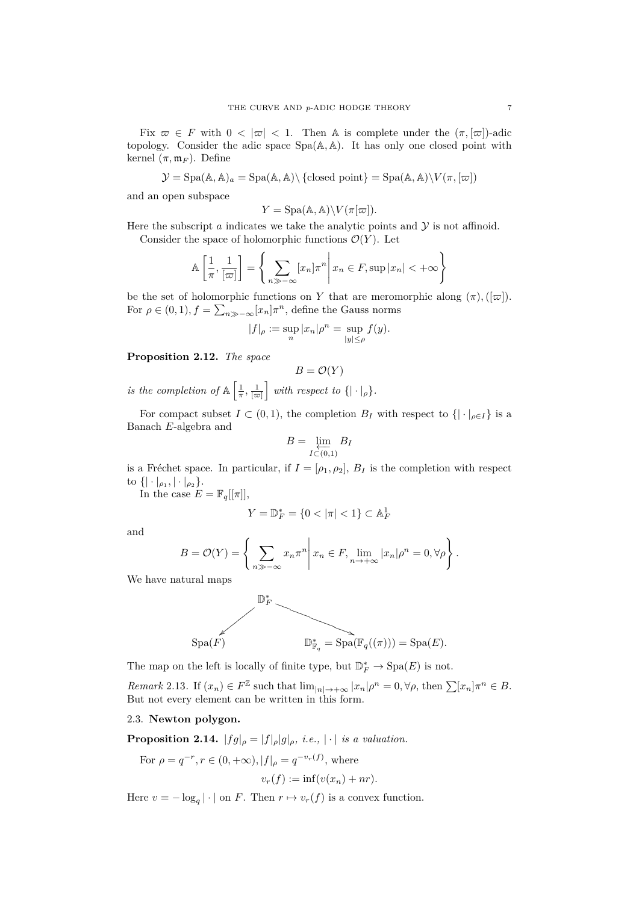Fix $\varpi \in F$ with $0 < |\varpi| < 1$. Then $\mathbb{A}$ is complete under the $(\pi, [\varpi])$-adic topology. Consider the adic space $\mathrm{Spa}(\mathbb{A}, \mathbb{A})$. It has only one closed point with kernel $(\pi, \mathfrak{m}_F)$. Define

$$\mathcal{Y} = \mathrm{Spa}(\mathbb{A}, \mathbb{A})_a = \mathrm{Spa}(\mathbb{A}, \mathbb{A}) \backslash \{\text{closed point}\} = \mathrm{Spa}(\mathbb{A}, \mathbb{A}) \backslash V(\pi, [\varpi])$$

and an open subspace

$$Y = \mathrm{Spa}(\mathbb{A}, \mathbb{A}) \backslash V(\pi[\varpi]).$$

Here the subscript $a$ indicates we take the analytic points and $\mathcal{Y}$ is not affinoid.

Consider the space of holomorphic functions $\mathcal{O}(Y)$. Let

$$\mathbb{A}\left[\frac{1}{\pi}, \frac{1}{[\varpi]}\right] = \left\{ \sum_{n \gg -\infty} [x_n]\pi^n \,\middle|\, x_n \in F, \sup |x_n| < +\infty \right\}$$

be the set of holomorphic functions on $Y$ that are meromorphic along $(\pi), ([\varpi])$. For $\rho \in (0,1), f = \sum_{n \gg -\infty} [x_n]\pi^n$, define the Gauss norms

$$|f|_\rho := \sup_n |x_n|\rho^n = \sup_{|y| \le \rho} f(y).$$

**Proposition 2.12.** *The space*

$$B = \mathcal{O}(Y)$$

*is the completion of* $\mathbb{A}\left[\frac{1}{\pi}, \frac{1}{[\varpi]}\right]$ *with respect to* $\{|\cdot|_\rho\}$.

For compact subset $I \subset (0,1)$, the completion $B_I$ with respect to $\{|\cdot|_{\rho \in I}\}$ is a Banach $E$-algebra and

$$B = \varprojlim_{I \subset (0,1)} B_I$$

is a Fréchet space. In particular, if $I = [\rho_1, \rho_2]$, $B_I$ is the completion with respect to $\{|\cdot|_{\rho_1}, |\cdot|_{\rho_2}\}$.

In the case $E = \mathbb{F}_q[[\pi]]$,

$$Y = \mathbb{D}_F^* = \{0 < |\pi| < 1\} \subset \mathbb{A}_F^1$$

and

$$B = \mathcal{O}(Y) = \left\{ \sum_{n \gg -\infty} x_n \pi^n \,\middle|\, x_n \in F, \lim_{n \to +\infty} |x_n|\rho^n = 0, \forall \rho \right\}.$$

We have natural maps

$$\mathrm{Spa}(F) \longleftarrow \mathbb{D}_F^* \longrightarrow \mathbb{D}_{\mathbb{F}_q}^* = \mathrm{Spa}(\mathbb{F}_q((\pi))) = \mathrm{Spa}(E).$$

The map on the left is locally of finite type, but $\mathbb{D}_F^* \to \mathrm{Spa}(E)$ is not.

*Remark* 2.13. If $(x_n) \in F^{\mathbb{Z}}$ such that $\lim_{|n| \to +\infty} |x_n|\rho^n = 0, \forall \rho$, then $\sum [x_n]\pi^n \in B$. But not every element can be written in this form.

### 2.3. Newton polygon.

**Proposition 2.14.** $|fg|_\rho = |f|_\rho |g|_\rho$, *i.e.,* $|\cdot|$ *is a valuation.*

For $\rho = q^{-r}, r \in (0, +\infty), |f|_\rho = q^{-v_r(f)}$, where

$$v_r(f) := \inf(v(x_n) + nr).$$

Here $v = -\log_q |\cdot|$ on $F$. Then $r \mapsto v_r(f)$ is a convex function.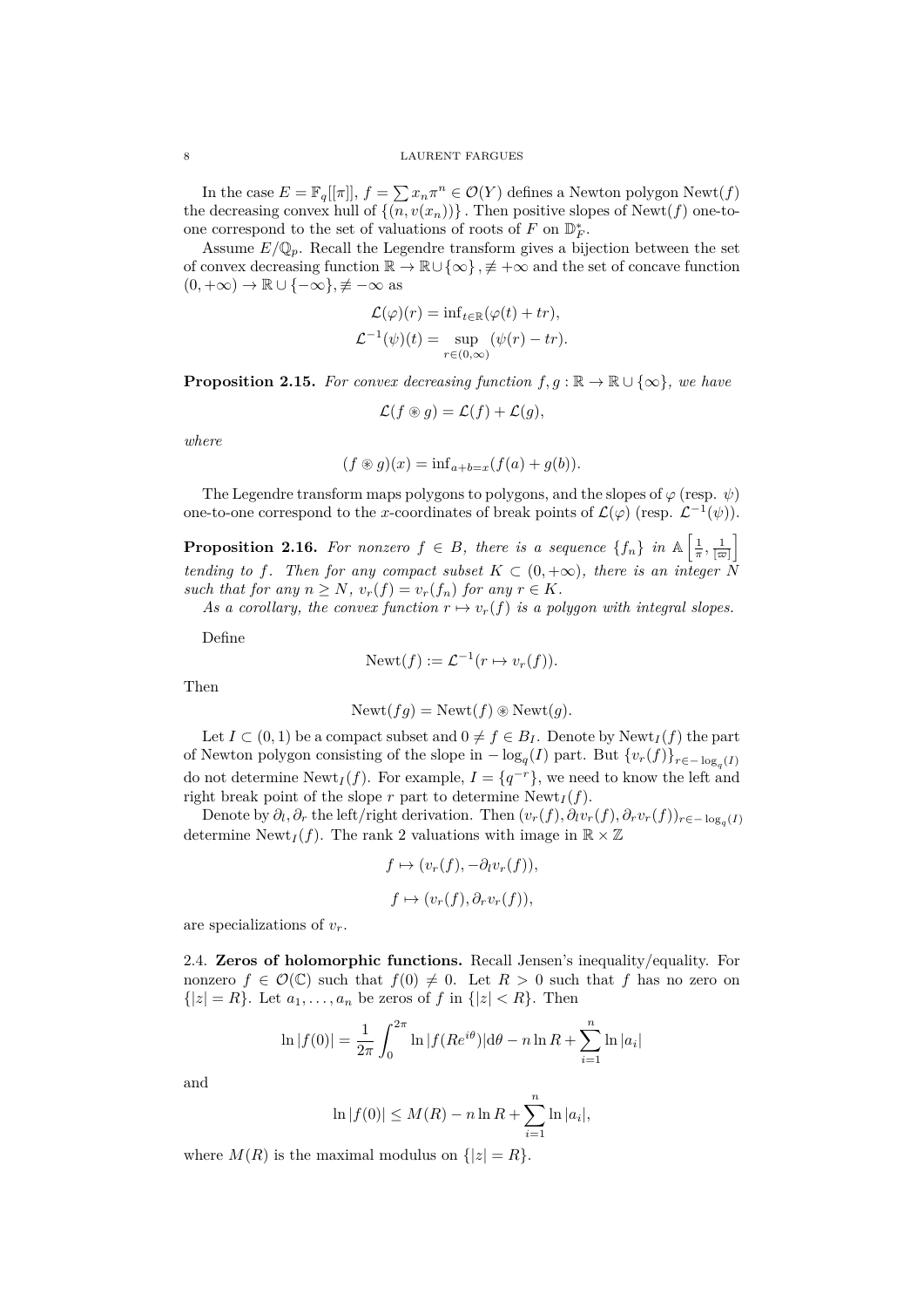In the case $E = \mathbb{F}_q[[\pi]]$, $f = \sum x_n \pi^n \in \mathcal{O}(Y)$ defines a Newton polygon $\mathrm{Newt}(f)$ the decreasing convex hull of $\{(n, v(x_n))\}$. Then positive slopes of $\mathrm{Newt}(f)$ one-to-one correspond to the set of valuations of roots of $F$ on $\mathbb{D}_F^*$.

Assume $E/\mathbb{Q}_p$. Recall the Legendre transform gives a bijection between the set of convex decreasing function $\mathbb{R} \to \mathbb{R} \cup \{\infty\}, \not\equiv +\infty$ and the set of concave function $(0, +\infty) \to \mathbb{R} \cup \{-\infty\}, \not\equiv -\infty$ as

$$\mathcal{L}(\varphi)(r) = \inf_{t \in \mathbb{R}}(\varphi(t) + tr),$$
$$\mathcal{L}^{-1}(\psi)(t) = \sup_{r \in (0,\infty)} (\psi(r) - tr).$$

**Proposition 2.15.** *For convex decreasing function $f, g : \mathbb{R} \to \mathbb{R} \cup \{\infty\}$, we have*

$$\mathcal{L}(f \circledast g) = \mathcal{L}(f) + \mathcal{L}(g),$$

*where*

$$(f \circledast g)(x) = \inf_{a+b=x}(f(a) + g(b)).$$

The Legendre transform maps polygons to polygons, and the slopes of $\varphi$ (resp. $\psi$) one-to-one correspond to the $x$-coordinates of break points of $\mathcal{L}(\varphi)$ (resp. $\mathcal{L}^{-1}(\psi)$).

**Proposition 2.16.** *For nonzero $f \in B$, there is a sequence $\{f_n\}$ in $\mathbb{A}\left[\frac{1}{\pi}, \frac{1}{[\varpi]}\right]$ tending to $f$. Then for any compact subset $K \subset (0, +\infty)$, there is an integer $N$ such that for any $n \geq N$, $v_r(f) = v_r(f_n)$ for any $r \in K$.*

*As a corollary, the convex function $r \mapsto v_r(f)$ is a polygon with integral slopes.*

Define

$$\mathrm{Newt}(f) := \mathcal{L}^{-1}(r \mapsto v_r(f)).$$

Then

$$\mathrm{Newt}(fg) = \mathrm{Newt}(f) \circledast \mathrm{Newt}(g).$$

Let $I \subset (0, 1)$ be a compact subset and $0 \neq f \in B_I$. Denote by $\mathrm{Newt}_I(f)$ the part of Newton polygon consisting of the slope in $-\log_q(I)$ part. But $\{v_r(f)\}_{r \in -\log_q(I)}$ do not determine $\mathrm{Newt}_I(f)$. For example, $I = \{q^{-r}\}$, we need to know the left and right break point of the slope $r$ part to determine $\mathrm{Newt}_I(f)$.

Denote by $\partial_l, \partial_r$ the left/right derivation. Then $(v_r(f), \partial_l v_r(f), \partial_r v_r(f))_{r \in -\log_q(I)}$ determine $\mathrm{Newt}_I(f)$. The rank 2 valuations with image in $\mathbb{R} \times \mathbb{Z}$

$$f \mapsto (v_r(f), -\partial_l v_r(f)),$$

$$f \mapsto (v_r(f), \partial_r v_r(f)),$$

are specializations of $v_r$.

## 2.4. Zeros of holomorphic functions.

Recall Jensen's inequality/equality. For nonzero $f \in \mathcal{O}(\mathbb{C})$ such that $f(0) \neq 0$. Let $R > 0$ such that $f$ has no zero on $\{|z| = R\}$. Let $a_1, \ldots, a_n$ be zeros of $f$ in $\{|z| < R\}$. Then

$$\ln |f(0)| = \frac{1}{2\pi} \int_0^{2\pi} \ln |f(Re^{i\theta})| \mathrm{d}\theta - n \ln R + \sum_{i=1}^{n} \ln |a_i|$$

and

$$\ln |f(0)| \leq M(R) - n \ln R + \sum_{i=1}^{n} \ln |a_i|,$$

where $M(R)$ is the maximal modulus on $\{|z| = R\}$.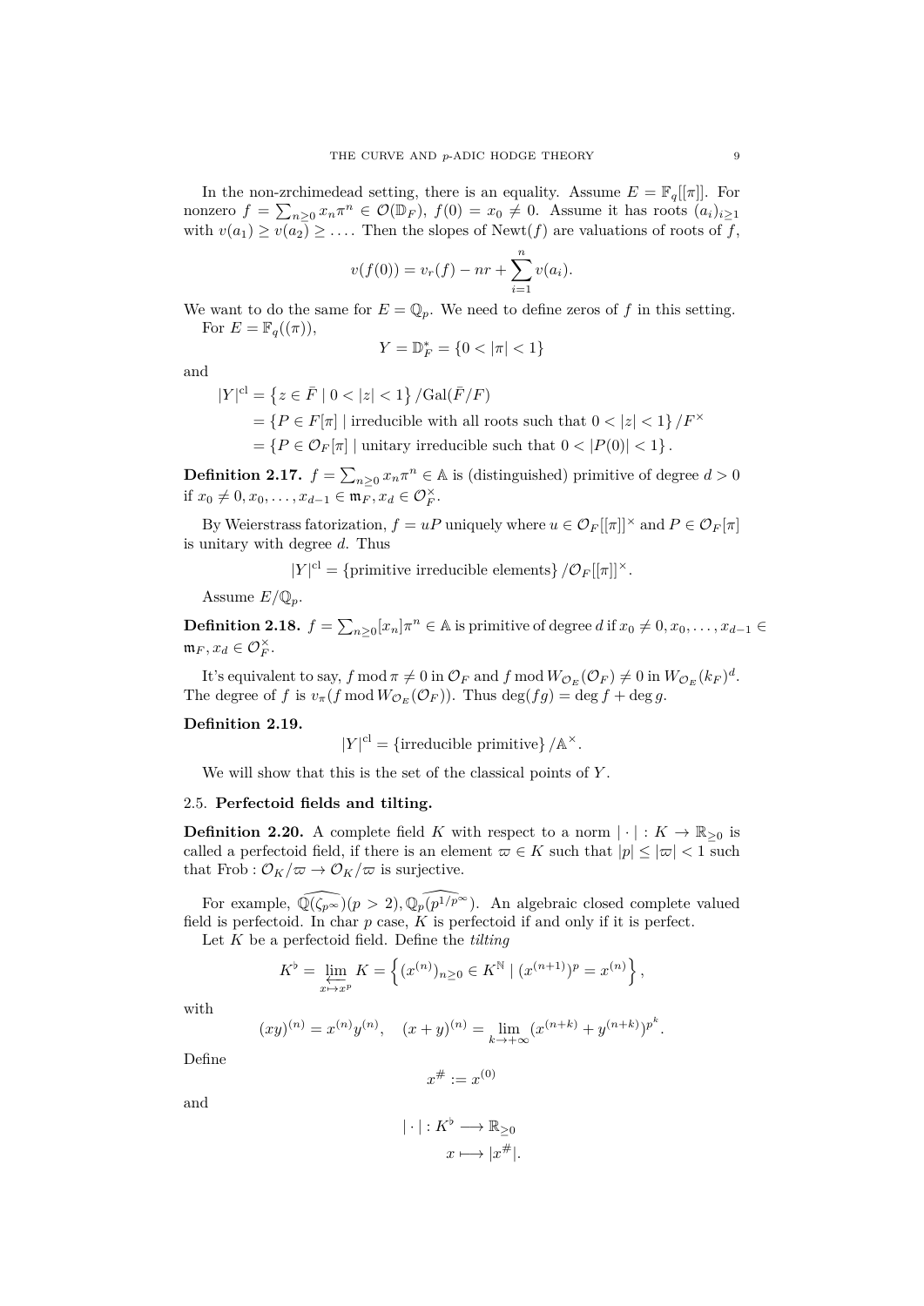In the non-zrchimedead setting, there is an equality. Assume $E = \mathbb{F}_q[[\pi]]$. For nonzero $f = \sum_{n\geq 0} x_n \pi^n \in \mathcal{O}(\mathbb{D}_F)$, $f(0) = x_0 \neq 0$. Assume it has roots $(a_i)_{i\geq 1}$ with $v(a_1) \geq v(a_2) \geq \dots$. Then the slopes of $\mathrm{Newt}(f)$ are valuations of roots of $f$,

$$v(f(0)) = v_r(f) - nr + \sum_{i=1}^{n} v(a_i).$$

We want to do the same for $E = \mathbb{Q}_p$. We need to define zeros of $f$ in this setting.

For $E = \mathbb{F}_q((\pi))$,

$$Y = \mathbb{D}_F^* = \{0 < |\pi| < 1\}$$

and

$$\begin{aligned}
|Y|^{\mathrm{cl}} &= \left\{ z \in \bar{F} \mid 0 < |z| < 1 \right\} / \mathrm{Gal}(\bar{F}/F) \\
&= \left\{ P \in F[\pi] \mid \text{irreducible with all roots such that } 0 < |z| < 1 \right\} / F^\times \\
&= \left\{ P \in \mathcal{O}_F[\pi] \mid \text{unitary irreducible such that } 0 < |P(0)| < 1 \right\}.
\end{aligned}$$

**Definition 2.17.** $f = \sum_{n\geq 0} x_n \pi^n \in \mathbb{A}$ is (distinguished) primitive of degree $d > 0$ if $x_0 \neq 0, x_0, \dots, x_{d-1} \in \mathfrak{m}_F, x_d \in \mathcal{O}_F^\times$.

By Weierstrass fatorization, $f = uP$ uniquely where $u \in \mathcal{O}_F[[\pi]]^\times$ and $P \in \mathcal{O}_F[\pi]$ is unitary with degree $d$. Thus

$$|Y|^{\mathrm{cl}} = \{\text{primitive irreducible elements}\} / \mathcal{O}_F[[\pi]]^\times.$$

Assume $E/\mathbb{Q}_p$.

**Definition 2.18.** $f = \sum_{n\geq 0} [x_n] \pi^n \in \mathbb{A}$ is primitive of degree $d$ if $x_0 \neq 0, x_0, \dots, x_{d-1} \in \mathfrak{m}_F, x_d \in \mathcal{O}_F^\times$.

It's equivalent to say, $f \bmod \pi \neq 0$ in $\mathcal{O}_F$ and $f \bmod W_{\mathcal{O}_E}(\mathcal{O}_F) \neq 0$ in $W_{\mathcal{O}_E}(k_F)^d$. The degree of $f$ is $v_\pi(f \bmod W_{\mathcal{O}_E}(\mathcal{O}_F))$. Thus $\deg(fg) = \deg f + \deg g$.

**Definition 2.19.**

$$|Y|^{\mathrm{cl}} = \{\text{irreducible primitive}\} / \mathbb{A}^\times.$$

We will show that this is the set of the classical points of $Y$.

### 2.5. Perfectoid fields and tilting.

**Definition 2.20.** A complete field $K$ with respect to a norm $|\cdot| : K \to \mathbb{R}_{\geq 0}$ is called a perfectoid field, if there is an element $\varpi \in K$ such that $|p| \leq |\varpi| < 1$ such that $\mathrm{Frob} : \mathcal{O}_K/\varpi \to \mathcal{O}_K/\varpi$ is surjective.

For example, $\widehat{\mathbb{Q}(\zeta_{p^\infty})} (p > 2), \widehat{\mathbb{Q}_p(p^{1/p^\infty})}$. An algebraic closed complete valued field is perfectoid. In char $p$ case, $K$ is perfectoid if and only if it is perfect.

Let $K$ be a perfectoid field. Define the *tilting*

$$K^\flat = \varprojlim_{x \mapsto x^p} K = \left\{ (x^{(n)})_{n\geq 0} \in K^{\mathbb{N}} \mid (x^{(n+1)})^p = x^{(n)} \right\},$$

with

$$(xy)^{(n)} = x^{(n)} y^{(n)}, \quad (x+y)^{(n)} = \lim_{k \to +\infty} (x^{(n+k)} + y^{(n+k)})^{p^k}.$$

Define

$$x^\# := x^{(0)}$$

and

$$\begin{aligned}
|\cdot| : K^\flat &\longrightarrow \mathbb{R}_{\geq 0} \\
x &\longmapsto |x^\#|.
\end{aligned}$$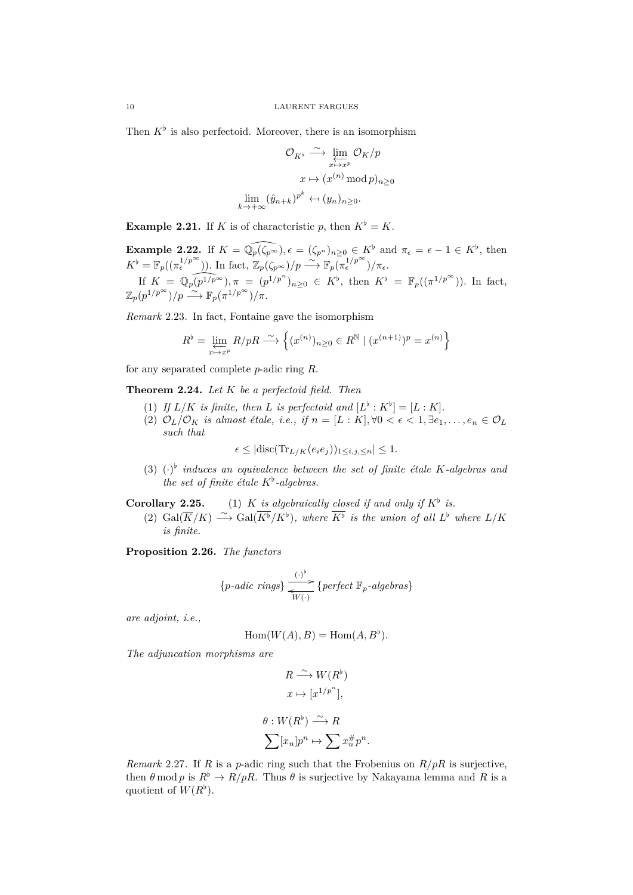Then $K^\flat$ is also perfectoid. Moreover, there is an isomorphism

$$\begin{aligned}
\mathcal{O}_{K^\flat} &\xrightarrow{\sim} \varprojlim_{x\mapsto x^p} \mathcal{O}_K/p \\
x &\mapsto (x^{(n)} \bmod p)_{n\geq 0} \\
\lim_{k\to+\infty} (\hat{y}_{n+k})^{p^k} &\leftarrow (y_n)_{n\geq 0}.
\end{aligned}$$

**Example 2.21.** If $K$ is of characteristic $p$, then $K^\flat = K$.

**Example 2.22.** If $K = \widehat{\mathbb{Q}_p(\zeta_{p^\infty})}, \epsilon = (\zeta_{p^n})_{n\geq 0} \in K^\flat$ and $\pi_\epsilon = \epsilon - 1 \in K^\flat$, then $K^\flat = \mathbb{F}_p((\pi_\epsilon^{1/p^\infty}))$. In fact, $\mathbb{Z}_p(\zeta_{p^\infty})/p \xrightarrow{\sim} \mathbb{F}_p(\pi_\epsilon^{1/p^\infty})/\pi_\epsilon$.

If $K = \widehat{\mathbb{Q}_p(p^{1/p^\infty})}, \pi = (p^{1/p^n})_{n\geq 0} \in K^\flat$, then $K^\flat = \mathbb{F}_p((\pi^{1/p^\infty}))$. In fact, $\mathbb{Z}_p(p^{1/p^\infty})/p \xrightarrow{\sim} \mathbb{F}_p(\pi^{1/p^\infty})/\pi$.

*Remark* 2.23. In fact, Fontaine gave the isomorphism

$$R^\flat = \varprojlim_{x\mapsto x^p} R/pR \xrightarrow{\sim} \left\{ (x^{(n)})_{n\geq 0} \in R^{\mathbb{N}} \mid (x^{(n+1)})^p = x^{(n)} \right\}$$

for any separated complete $p$-adic ring $R$.

**Theorem 2.24.** *Let $K$ be a perfectoid field. Then*

1. *If $L/K$ is finite, then $L$ is perfectoid and $[L^\flat : K^\flat] = [L : K]$.*
2. *$\mathcal{O}_L/\mathcal{O}_K$ is almost étale, i.e., if $n = [L : K], \forall 0 < \epsilon < 1, \exists e_1, \ldots, e_n \in \mathcal{O}_L$ such that*
$$\epsilon \leq |\mathrm{disc}(\mathrm{Tr}_{L/K}(e_i e_j))_{1\leq i,j,\leq n}| \leq 1.$$
3. *$(\cdot)^\flat$ induces an equivalence between the set of finite étale $K$-algebras and the set of finite étale $K^\flat$-algebras.*

**Corollary 2.25.**
1. *$K$ is algebraically closed if and only if $K^\flat$ is.*
2. *$\mathrm{Gal}(\overline{K}/K) \xrightarrow{\sim} \mathrm{Gal}(\overline{K^\flat}/K^\flat)$, where $\overline{K^\flat}$ is the union of all $L^\flat$ where $L/K$ is finite.*

**Proposition 2.26.** *The functors*

$$\{p\text{-adic rings}\} \underset{W(\cdot)}{\overset{(\cdot)^\flat}{\rightleftarrows}} \{\text{perfect } \mathbb{F}_p\text{-algebras}\}$$

*are adjoint, i.e.,*

$$\mathrm{Hom}(W(A), B) = \mathrm{Hom}(A, B^\flat).$$

*The adjuncation morphisms are*

$$\begin{aligned}
R &\xrightarrow{\sim} W(R^\flat) \\
x &\mapsto [x^{1/p^n}],
\end{aligned}$$

$$\begin{aligned}
\theta : W(R^\flat) &\xrightarrow{\sim} R \\
\sum [x_n] p^n &\mapsto \sum x_n^\# p^n.
\end{aligned}$$

*Remark* 2.27. If $R$ is a $p$-adic ring such that the Frobenius on $R/pR$ is surjective, then $\theta \bmod p$ is $R^\flat \to R/pR$. Thus $\theta$ is surjective by Nakayama lemma and $R$ is a quotient of $W(R^\flat)$.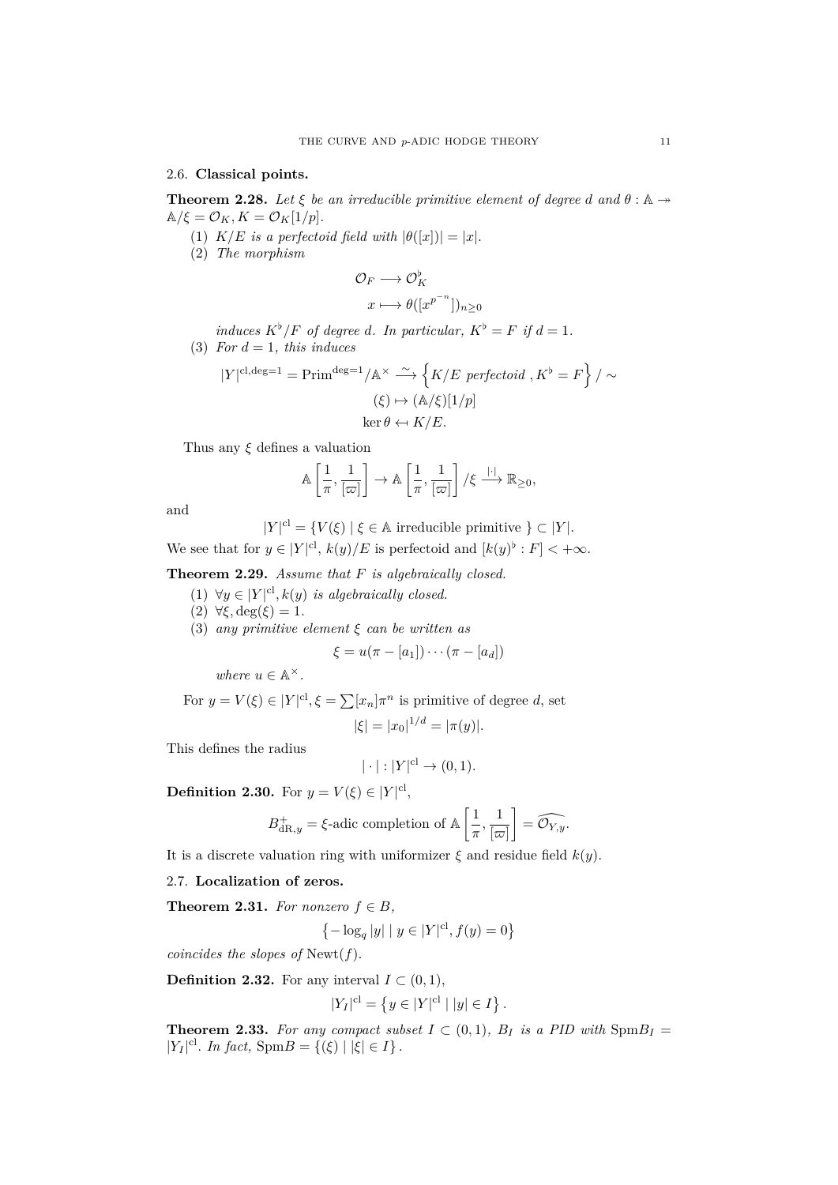### 2.6. Classical points.

**Theorem 2.28.** *Let $\xi$ be an irreducible primitive element of degree $d$ and $\theta : \mathbb{A} \twoheadrightarrow \mathbb{A}/\xi = \mathcal{O}_K, K = \mathcal{O}_K[1/p]$.*

1. *$K/E$ is a perfectoid field with $|\theta([x])| = |x|$.*
2. *The morphism*
$$\mathcal{O}_F \longrightarrow \mathcal{O}_K^\flat$$
$$x \longmapsto \theta([x^{p^{-n}}])_{n\geq 0}$$
*induces $K^\flat/F$ of degree $d$. In particular, $K^\flat = F$ if $d = 1$.*
3. *For $d = 1$, this induces*
$$|Y|^{\mathrm{cl},\deg=1} = \mathrm{Prim}^{\deg=1}/\mathbb{A}^\times \xrightarrow{\sim} \left\{K/E \text{ perfectoid }, K^\flat = F\right\}/\sim$$
$$(\xi) \mapsto (\mathbb{A}/\xi)[1/p]$$
$$\ker\theta \leftarrow K/E.$$

Thus any $\xi$ defines a valuation
$$\mathbb{A}\left[\frac{1}{\pi}, \frac{1}{[\varpi]}\right] \to \mathbb{A}\left[\frac{1}{\pi}, \frac{1}{[\varpi]}\right]/\xi \xrightarrow{|\cdot|} \mathbb{R}_{\geq 0},$$
and
$$|Y|^{\mathrm{cl}} = \{V(\xi) \mid \xi \in \mathbb{A} \text{ irreducible primitive }\} \subset |Y|.$$
We see that for $y \in |Y|^{\mathrm{cl}}$, $k(y)/E$ is perfectoid and $[k(y)^\flat : F] < +\infty$.

**Theorem 2.29.** *Assume that $F$ is algebraically closed.*

1. *$\forall y \in |Y|^{\mathrm{cl}}, k(y)$ is algebraically closed.*
2. *$\forall \xi, \deg(\xi) = 1$.*
3. *any primitive element $\xi$ can be written as*
$$\xi = u(\pi - [a_1]) \cdots (\pi - [a_d])$$
*where $u \in \mathbb{A}^\times$.*

For $y = V(\xi) \in |Y|^{\mathrm{cl}}, \xi = \sum [x_n]\pi^n$ is primitive of degree $d$, set
$$|\xi| = |x_0|^{1/d} = |\pi(y)|.$$
This defines the radius
$$|\cdot| : |Y|^{\mathrm{cl}} \to (0,1).$$

**Definition 2.30.** For $y = V(\xi) \in |Y|^{\mathrm{cl}}$,
$$B_{\mathrm{dR},y}^+ = \xi\text{-adic completion of } \mathbb{A}\left[\frac{1}{\pi}, \frac{1}{[\varpi]}\right] = \widehat{\mathcal{O}_{Y,y}}.$$
It is a discrete valuation ring with uniformizer $\xi$ and residue field $k(y)$.

### 2.7. Localization of zeros.

**Theorem 2.31.** *For nonzero $f \in B$,*
$$\left\{-\log_q |y| \mid y \in |Y|^{\mathrm{cl}}, f(y) = 0\right\}$$
*coincides the slopes of $\mathrm{Newt}(f)$.*

**Definition 2.32.** For any interval $I \subset (0,1)$,
$$|Y_I|^{\mathrm{cl}} = \left\{y \in |Y|^{\mathrm{cl}} \mid |y| \in I\right\}.$$

**Theorem 2.33.** *For any compact subset $I \subset (0,1)$, $B_I$ is a PID with $\mathrm{Spm}B_I = |Y_I|^{\mathrm{cl}}$. In fact, $\mathrm{Spm}B = \{(\xi) \mid |\xi| \in I\}$.*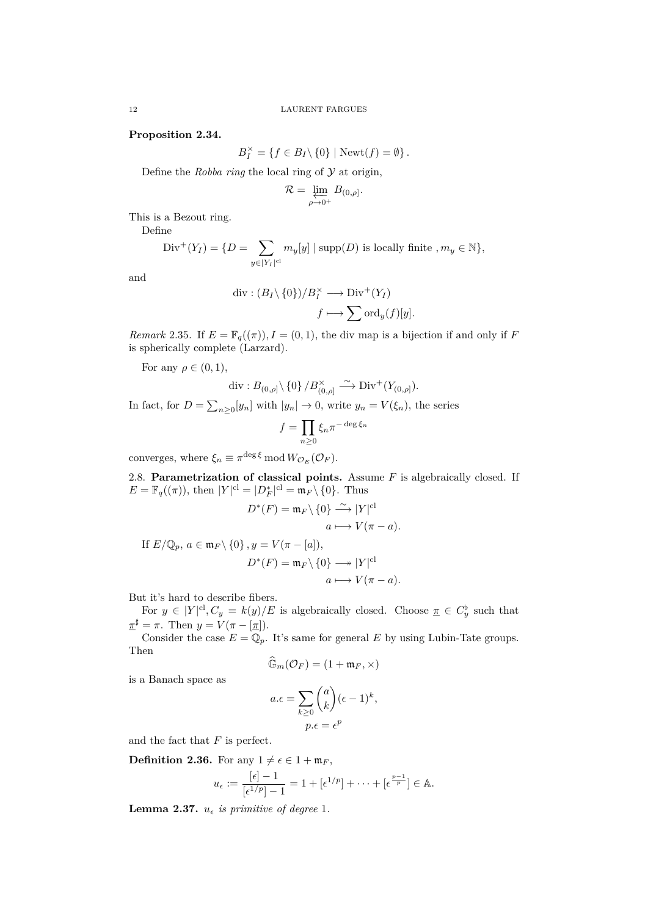**Proposition 2.34.**

$$B_I^\times = \{f \in B_I \setminus \{0\} \mid \mathrm{Newt}(f) = \emptyset\}.$$

Define the *Robba ring* the local ring of $\mathcal{Y}$ at origin,

$$\mathcal{R} = \varprojlim_{\rho \to 0^+} B_{(0,\rho]}.$$

This is a Bezout ring.

Define

$$\mathrm{Div}^+(Y_I) = \{D = \sum_{y \in |Y_I|^{\mathrm{cl}}} m_y[y] \mid \mathrm{supp}(D) \text{ is locally finite }, m_y \in \mathbb{N}\},$$

and

$$\mathrm{div} : (B_I \setminus \{0\})/B_I^\times \longrightarrow \mathrm{Div}^+(Y_I)$$
$$f \longmapsto \sum \mathrm{ord}_y(f)[y].$$

*Remark* 2.35. If $E = \mathbb{F}_q((\pi)), I = (0,1)$, the div map is a bijection if and only if $F$ is spherically complete (Larzard).

For any $\rho \in (0,1)$,

$$\mathrm{div} : B_{(0,\rho]} \setminus \{0\} / B_{(0,\rho]}^\times \xrightarrow{\sim} \mathrm{Div}^+(Y_{(0,\rho]}).$$

In fact, for $D = \sum_{n \geq 0} [y_n]$ with $|y_n| \to 0$, write $y_n = V(\xi_n)$, the series

$$f = \prod_{n \geq 0} \xi_n \pi^{-\deg \xi_n}$$

converges, where $\xi_n \equiv \pi^{\deg \xi} \bmod W_{\mathcal{O}_E}(\mathcal{O}_F)$.

2.8. **Parametrization of classical points.** Assume $F$ is algebraically closed. If $E = \mathbb{F}_q((\pi))$, then $|Y|^{\mathrm{cl}} = |D_F^*|^{\mathrm{cl}} = \mathfrak{m}_F \setminus \{0\}$. Thus

$$D^*(F) = \mathfrak{m}_F \setminus \{0\} \xrightarrow{\sim} |Y|^{\mathrm{cl}}$$
$$a \longmapsto V(\pi - a).$$

If $E/\mathbb{Q}_p$, $a \in \mathfrak{m}_F \setminus \{0\}, y = V(\pi - [a])$,

$$D^*(F) = \mathfrak{m}_F \setminus \{0\} \twoheadrightarrow |Y|^{\mathrm{cl}}$$
$$a \longmapsto V(\pi - a).$$

But it's hard to describe fibers.

For $y \in |Y|^{\mathrm{cl}}, C_y = k(y)/E$ is algebraically closed. Choose $\underline{\pi} \in C_y^\flat$ such that $\underline{\pi}^\sharp = \pi$. Then $y = V(\pi - [\underline{\pi}])$.

Consider the case $E = \mathbb{Q}_p$. It's same for general $E$ by using Lubin-Tate groups. Then

$$\widehat{\mathbb{G}}_m(\mathcal{O}_F) = (1 + \mathfrak{m}_F, \times)$$

is a Banach space as

$$a.\epsilon = \sum_{k \geq 0} \binom{a}{k} (\epsilon - 1)^k,$$
$$p.\epsilon = \epsilon^p$$

and the fact that $F$ is perfect.

**Definition 2.36.** For any $1 \neq \epsilon \in 1 + \mathfrak{m}_F$,

$$u_\epsilon := \frac{[\epsilon] - 1}{[\epsilon^{1/p}] - 1} = 1 + [\epsilon^{1/p}] + \cdots + [\epsilon^{\frac{p-1}{p}}] \in \mathbb{A}.$$

**Lemma 2.37.** *$u_\epsilon$ is primitive of degree* 1.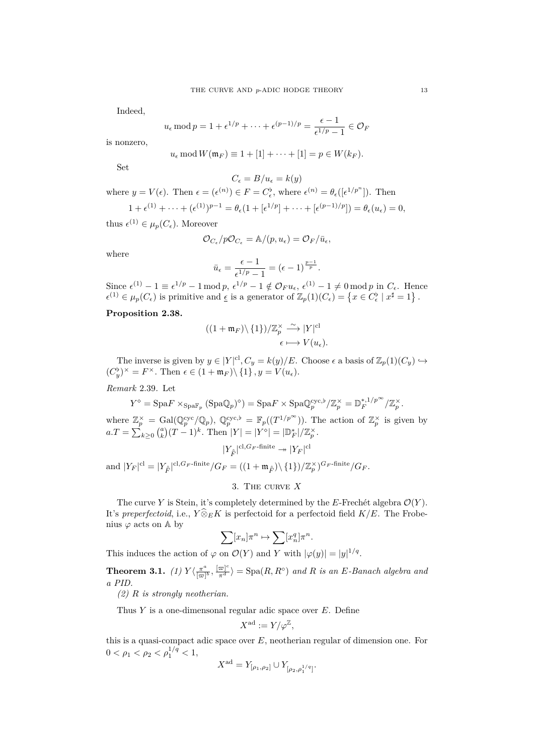Indeed,

$$u_\epsilon \bmod p = 1 + \epsilon^{1/p} + \cdots + \epsilon^{(p-1)/p} = \frac{\epsilon - 1}{\epsilon^{1/p} - 1} \in \mathcal{O}_F$$

is nonzero,

$$u_\epsilon \bmod W(\mathfrak{m}_F) \equiv 1 + [1] + \cdots + [1] = p \in W(k_F).$$

Set

$$C_\epsilon = B/u_\epsilon = k(y)$$

where $y = V(\epsilon)$. Then $\epsilon = (\epsilon^{(n)}) \in F = C_\epsilon^\flat$, where $\epsilon^{(n)} = \theta_\epsilon([\epsilon^{1/p^n}])$. Then

$$1 + \epsilon^{(1)} + \cdots + (\epsilon^{(1)})^{p-1} = \theta_\epsilon(1 + [\epsilon^{1/p}] + \cdots + [\epsilon^{(p-1)/p}]) = \theta_\epsilon(u_\epsilon) = 0,$$

thus $\epsilon^{(1)} \in \mu_p(C_\epsilon)$. Moreover

$$\mathcal{O}_{C_\epsilon}/p\mathcal{O}_{C_\epsilon} = \mathbb{A}/(p, u_\epsilon) = \mathcal{O}_F/\bar{u}_\epsilon,$$

where

$$\bar{u}_\epsilon = \frac{\epsilon - 1}{\epsilon^{1/p} - 1} = (\epsilon - 1)^{\frac{p-1}{p}}.$$

Since $\epsilon^{(1)} - 1 \equiv \epsilon^{1/p} - 1 \bmod p$, $\epsilon^{1/p} - 1 \notin \mathcal{O}_F u_\epsilon$, $\epsilon^{(1)} - 1 \neq 0 \bmod p$ in $C_\epsilon$. Hence $\epsilon^{(1)} \in \mu_p(C_\epsilon)$ is primitive and $\underline{\epsilon}$ is a generator of $\mathbb{Z}_p(1)(C_\epsilon) = \left\{x \in C_\epsilon^\flat \mid x^\sharp = 1\right\}$.

**Proposition 2.38.**

$$\begin{aligned} ((1+\mathfrak{m}_F)\backslash\{1\})/\mathbb{Z}_p^\times &\xrightarrow{\sim} |Y|^{\mathrm{cl}} \\ \epsilon &\longmapsto V(u_\epsilon). \end{aligned}$$

The inverse is given by $y \in |Y|^{\mathrm{cl}}, C_y = k(y)/E$. Choose $\epsilon$ a basis of $\mathbb{Z}_p(1)(C_y) \hookrightarrow (C_y^\flat)^\times = F^\times$. Then $\epsilon \in (1+\mathfrak{m}_F)\backslash\{1\}, y = V(u_\epsilon)$.

*Remark* 2.39. Let

$$Y^\diamond = \mathrm{Spa} F \times_{\mathrm{Spa}\mathbb{F}_p} (\mathrm{Spa}\mathbb{Q}_p)^\diamond) = \mathrm{Spa} F \times \mathrm{Spa}\mathbb{Q}_p^{\mathrm{cyc},\flat}/\mathbb{Z}_p^\times = \mathbb{D}_F^{*,1/p^\infty}/\mathbb{Z}_p^\times.$$

where $\mathbb{Z}_p^\times = \mathrm{Gal}(\mathbb{Q}_p^{\mathrm{cyc}}/\mathbb{Q}_p)$, $\mathbb{Q}_p^{\mathrm{cyc},\flat} = \mathbb{F}_p((T^{1/p^\infty}))$. The action of $\mathbb{Z}_p^\times$ is given by $a.T = \sum_{k\geq 0} \binom{a}{k}(T-1)^k$. Then $|Y| = |Y^\diamond| = |\mathbb{D}_F^*|/\mathbb{Z}_p^\times$.

$$|Y_{\hat{\bar{F}}}|^{\mathrm{cl},G_F\text{-finite}} \twoheadrightarrow |Y_F|^{\mathrm{cl}}$$

and $|Y_F|^{\mathrm{cl}} = |Y_{\hat{\bar{F}}}|^{\mathrm{cl},G_F\text{-finite}}/G_F = ((1+\mathfrak{m}_{\hat{\bar{F}}})\backslash\{1\})/\mathbb{Z}_p^\times)^{G_F\text{-finite}}/G_F$.

## 3. The curve $X$

The curve $Y$ is Stein, it's completely determined by the $E$-Frechét algebra $\mathcal{O}(Y)$. It's *preperfectoid*, i.e., $Y\widehat{\otimes}_E K$ is perfectoid for a perfectoid field $K/E$. The Frobenius $\varphi$ acts on $\mathbb{A}$ by

$$\sum [x_n]\pi^n \mapsto \sum [x_n^q]\pi^n.$$

This induces the action of $\varphi$ on $\mathcal{O}(Y)$ and $Y$ with $|\varphi(y)| = |y|^{1/q}$.

**Theorem 3.1.** *(1) $Y\langle \frac{\pi^a}{[\varpi]^b}, \frac{[\varpi]^c}{\pi^d}\rangle = \mathrm{Spa}(R, R^\circ)$ and $R$ is an $E$-Banach algebra and a PID.*

*(2) $R$ is strongly neotherian.*

Thus $Y$ is a one-dimensonal regular adic space over $E$. Define

$$X^{\mathrm{ad}} := Y/\varphi^{\mathbb{Z}},$$

this is a quasi-compact adic space over $E$, neotherian regular of dimension one. For $0 < \rho_1 < \rho_2 < \rho_1^{1/q} < 1$,

$$X^{\mathrm{ad}} = Y_{[\rho_1,\rho_2]} \cup Y_{[\rho_2,\rho_1^{1/q}]}.$$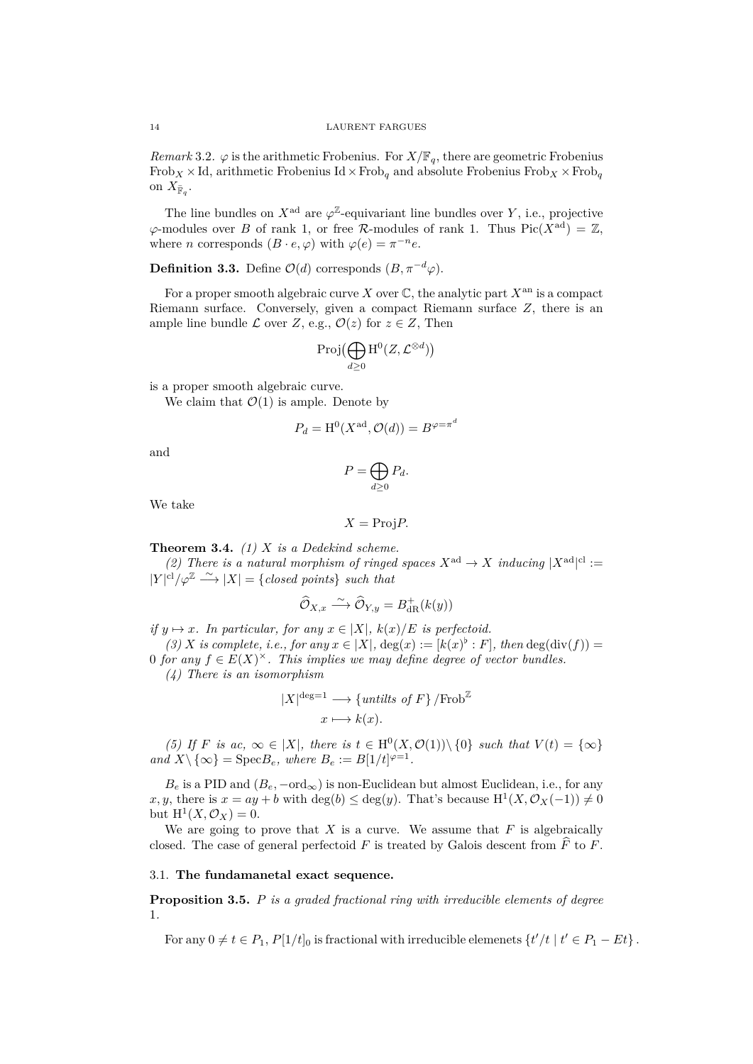*Remark* 3.2. $\varphi$ is the arithmetic Frobenius. For $X/\mathbb{F}_q$, there are geometric Frobenius $\mathrm{Frob}_X \times \mathrm{Id}$, arithmetic Frobenius $\mathrm{Id} \times \mathrm{Frob}_q$ and absolute Frobenius $\mathrm{Frob}_X \times \mathrm{Frob}_q$ on $X_{\bar{\mathbb{F}}_q}$.

The line bundles on $X^{\mathrm{ad}}$ are $\varphi^{\mathbb{Z}}$-equivariant line bundles over $Y$, i.e., projective $\varphi$-modules over $B$ of rank 1, or free $\mathcal{R}$-modules of rank 1. Thus $\mathrm{Pic}(X^{\mathrm{ad}}) = \mathbb{Z}$, where $n$ corresponds $(B \cdot e, \varphi)$ with $\varphi(e) = \pi^{-n} e$.

**Definition 3.3.** Define $\mathcal{O}(d)$ corresponds $(B, \pi^{-d}\varphi)$.

For a proper smooth algebraic curve $X$ over $\mathbb{C}$, the analytic part $X^{\mathrm{an}}$ is a compact Riemann surface. Conversely, given a compact Riemann surface $Z$, there is an ample line bundle $\mathcal{L}$ over $Z$, e.g., $\mathcal{O}(z)$ for $z \in Z$, Then

$$\mathrm{Proj}\Big(\bigoplus_{d \geq 0} \mathrm{H}^0(Z, \mathcal{L}^{\otimes d})\Big)$$

is a proper smooth algebraic curve.

We claim that $\mathcal{O}(1)$ is ample. Denote by

$$P_d = \mathrm{H}^0(X^{\mathrm{ad}}, \mathcal{O}(d)) = B^{\varphi = \pi^d}$$

and

$$P = \bigoplus_{d \geq 0} P_d.$$

We take

$$X = \mathrm{Proj} P.$$

**Theorem 3.4.** *(1) $X$ is a Dedekind scheme.*

*(2) There is a natural morphism of ringed spaces $X^{\mathrm{ad}} \to X$ inducing $|X^{\mathrm{ad}}|^{\mathrm{cl}} := |Y|^{\mathrm{cl}}/\varphi^{\mathbb{Z}} \xrightarrow{\sim} |X| = \{$closed points$\}$ such that*

$$\widehat{\mathcal{O}}_{X,x} \xrightarrow{\sim} \widehat{\mathcal{O}}_{Y,y} = B^+_{\mathrm{dR}}(k(y))$$

*if $y \mapsto x$. In particular, for any $x \in |X|$, $k(x)/E$ is perfectoid.*

*(3) $X$ is complete, i.e., for any $x \in |X|$, $\deg(x) := [k(x)^\flat : F]$, then $\deg(\mathrm{div}(f)) = 0$ for any $f \in E(X)^\times$. This implies we may define degree of vector bundles.*

*(4) There is an isomorphism*

$$\begin{aligned} |X|^{\deg = 1} &\longrightarrow \{\text{untilts of } F\}/\mathrm{Frob}^{\mathbb{Z}} \\ x &\longmapsto k(x). \end{aligned}$$

*(5) If $F$ is ac, $\infty \in |X|$, there is $t \in \mathrm{H}^0(X, \mathcal{O}(1)) \setminus \{0\}$ such that $V(t) = \{\infty\}$ and $X \setminus \{\infty\} = \mathrm{Spec} B_e$, where $B_e := B[1/t]^{\varphi = 1}$.*

$B_e$ is a PID and $(B_e, -\mathrm{ord}_\infty)$ is non-Euclidean but almost Euclidean, i.e., for any $x, y$, there is $x = ay + b$ with $\deg(b) \leq \deg(y)$. That's because $\mathrm{H}^1(X, \mathcal{O}_X(-1)) \neq 0$ but $\mathrm{H}^1(X, \mathcal{O}_X) = 0$.

We are going to prove that $X$ is a curve. We assume that $F$ is algebraically closed. The case of general perfectoid $F$ is treated by Galois descent from $\widehat{\bar{F}}$ to $F$.

### 3.1. The fundamanetal exact sequence.

**Proposition 3.5.** *$P$ is a graded fractional ring with irreducible elements of degree 1.*

For any $0 \neq t \in P_1$, $P[1/t]_0$ is fractional with irreducible elemenets $\{t'/t \mid t' \in P_1 - Et\}$.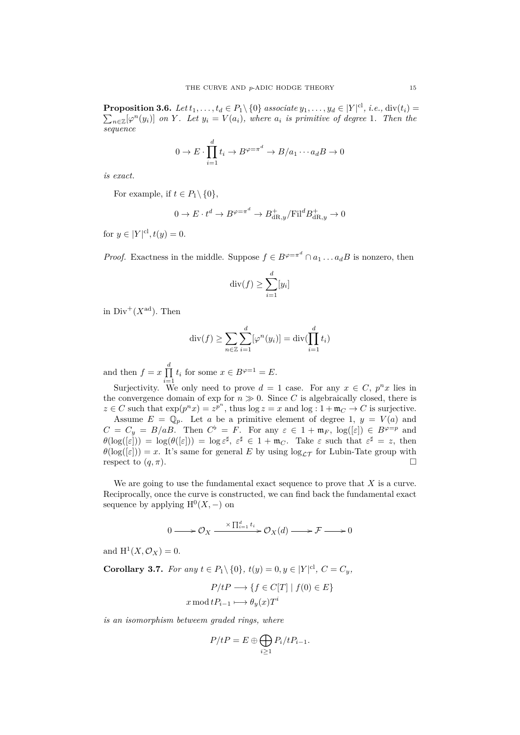**Proposition 3.6.** *Let $t_1, \dots, t_d \in P_1 \backslash \{0\}$ associate $y_1, \dots, y_d \in |Y|^{\mathrm{cl}}$, i.e., $\mathrm{div}(t_i) = \sum_{n \in \mathbb{Z}} [\varphi^n(y_i)]$ on $Y$. Let $y_i = V(a_i)$, where $a_i$ is primitive of degree 1. Then the sequence*

$$0 \to E \cdot \prod_{i=1}^{d} t_i \to B^{\varphi = \pi^d} \to B/a_1 \cdots a_d B \to 0$$

*is exact.*

For example, if $t \in P_1 \backslash \{0\}$,

$$0 \to E \cdot t^d \to B^{\varphi = \pi^d} \to B^+_{\mathrm{dR},y}/\mathrm{Fil}^d B^+_{\mathrm{dR},y} \to 0$$

for $y \in |Y|^{\mathrm{cl}}, t(y) = 0$.

*Proof.* Exactness in the middle. Suppose $f \in B^{\varphi = \pi^d} \cap a_1 \dots a_d B$ is nonzero, then

$$\mathrm{div}(f) \geq \sum_{i=1}^{d} [y_i]$$

in $\mathrm{Div}^+(X^{\mathrm{ad}})$. Then

$$\mathrm{div}(f) \geq \sum_{n \in \mathbb{Z}} \sum_{i=1}^{d} [\varphi^n(y_i)] = \mathrm{div}(\prod_{i=1}^{d} t_i)$$

and then $f = x \prod_{i=1}^{d} t_i$ for some $x \in B^{\varphi=1} = E$.

Surjectivity. We only need to prove $d = 1$ case. For any $x \in C$, $p^n x$ lies in the convergence domain of exp for $n \gg 0$. Since $C$ is algebraically closed, there is $z \in C$ such that $\exp(p^n x) = z^{p^n}$, thus $\log z = x$ and $\log : 1 + \mathfrak{m}_C \to C$ is surjective.

Assume $E = \mathbb{Q}_p$. Let $a$ be a primitive element of degree 1, $y = V(a)$ and $C = C_y = B/aB$. Then $C^\flat = F$. For any $\varepsilon \in 1 + \mathfrak{m}_F$, $\log([\varepsilon]) \in B^{\varphi = p}$ and $\theta(\log([\varepsilon])) = \log(\theta([\varepsilon])) = \log \varepsilon^\sharp$, $\varepsilon^\sharp \in 1 + \mathfrak{m}_C$. Take $\varepsilon$ such that $\varepsilon^\sharp = z$, then $\theta(\log([\varepsilon])) = x$. It's same for general $E$ by using $\log_{\mathcal{LT}}$ for Lubin-Tate group with respect to $(q, \pi)$. $\square$

We are going to use the fundamental exact sequence to prove that $X$ is a curve. Reciprocally, once the curve is constructed, we can find back the fundamental exact sequence by applying $\mathrm{H}^0(X, -)$ on

$$0 \longrightarrow \mathcal{O}_X \xrightarrow{\times \prod_{i=1}^{d} t_i} \mathcal{O}_X(d) \longrightarrow \mathcal{F} \longrightarrow 0$$

and $\mathrm{H}^1(X, \mathcal{O}_X) = 0$.

**Corollary 3.7.** *For any $t \in P_1 \backslash \{0\}$, $t(y) = 0, y \in |Y|^{\mathrm{cl}}$, $C = C_y$,*

$$\begin{aligned} P/tP &\longrightarrow \{f \in C[T] \mid f(0) \in E\} \\ x \bmod tP_{i-1} &\longmapsto \theta_y(x) T^i \end{aligned}$$

*is an isomorphism betweem graded rings, where*

$$P/tP = E \oplus \bigoplus_{i \geq 1} P_i / tP_{i-1}.$$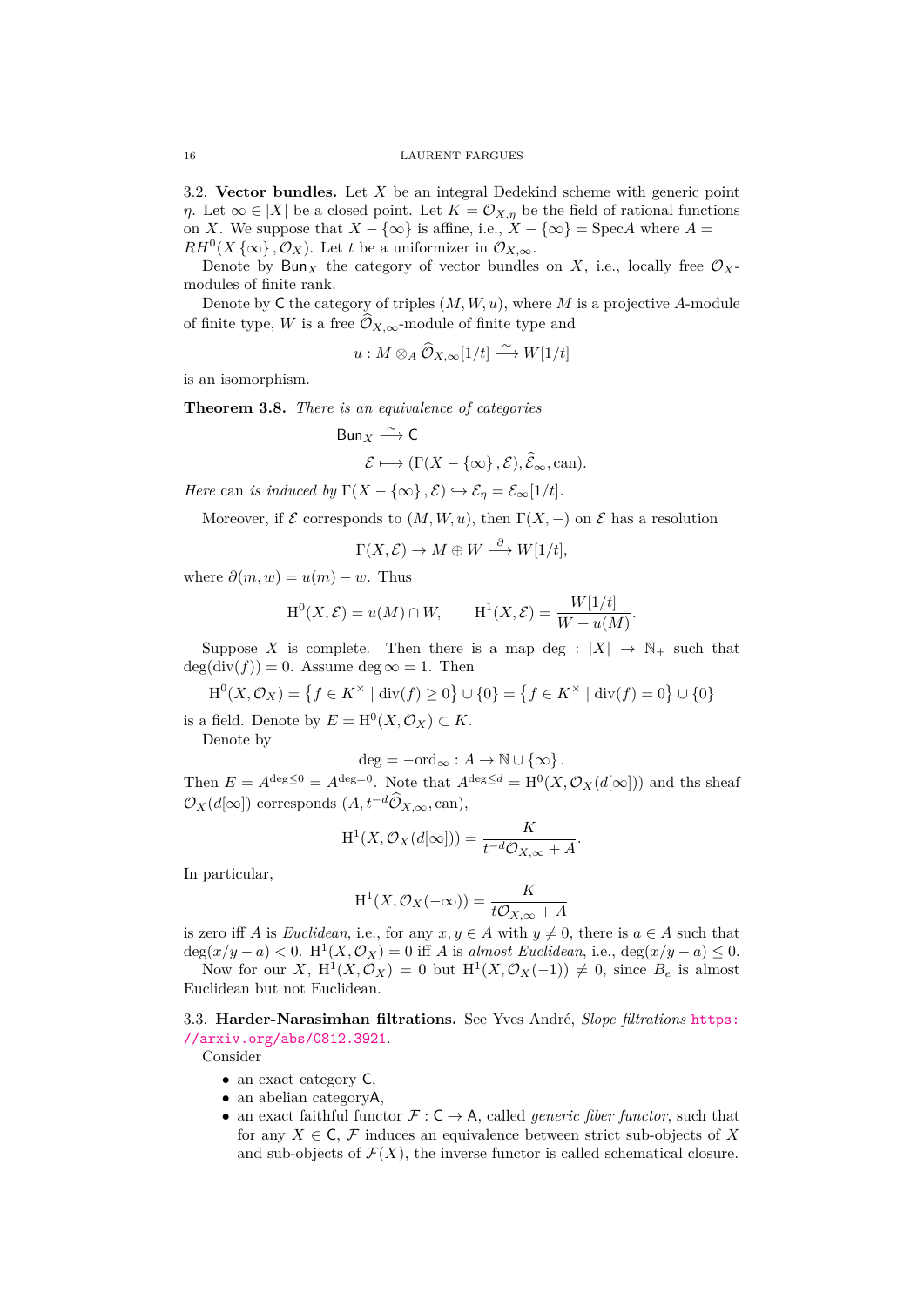3.2. **Vector bundles.** Let $X$ be an integral Dedekind scheme with generic point $\eta$. Let $\infty \in |X|$ be a closed point. Let $K = \mathcal{O}_{X,\eta}$ be the field of rational functions on $X$. We suppose that $X - \{\infty\}$ is affine, i.e., $X - \{\infty\} = \mathrm{Spec} A$ where $A = RH^0(X\{\infty\}, \mathcal{O}_X)$. Let $t$ be a uniformizer in $\mathcal{O}_{X,\infty}$.

Denote by $\mathsf{Bun}_X$ the category of vector bundles on $X$, i.e., locally free $\mathcal{O}_X$-modules of finite rank.

Denote by $\mathsf{C}$ the category of triples $(M, W, u)$, where $M$ is a projective $A$-module of finite type, $W$ is a free $\widehat{\mathcal{O}}_{X,\infty}$-module of finite type and

$$u : M \otimes_A \widehat{\mathcal{O}}_{X,\infty}[1/t] \xrightarrow{\sim} W[1/t]$$

is an isomorphism.

**Theorem 3.8.** *There is an equivalence of categories*

$$\mathsf{Bun}_X \xrightarrow{\sim} \mathsf{C}$$

$$\mathcal{E} \longmapsto (\Gamma(X - \{\infty\}, \mathcal{E}), \widehat{\mathcal{E}}_\infty, \mathrm{can}).$$

*Here* can *is induced by* $\Gamma(X - \{\infty\}, \mathcal{E}) \hookrightarrow \mathcal{E}_\eta = \mathcal{E}_\infty[1/t]$.

Moreover, if $\mathcal{E}$ corresponds to $(M, W, u)$, then $\Gamma(X, -)$ on $\mathcal{E}$ has a resolution

$$\Gamma(X, \mathcal{E}) \to M \oplus W \xrightarrow{\partial} W[1/t],$$

where $\partial(m, w) = u(m) - w$. Thus

$$\mathrm{H}^0(X, \mathcal{E}) = u(M) \cap W, \qquad \mathrm{H}^1(X, \mathcal{E}) = \frac{W[1/t]}{W + u(M)}.$$

Suppose $X$ is complete. Then there is a map $\deg : |X| \to \mathbb{N}_+$ such that $\deg(\mathrm{div}(f)) = 0$. Assume $\deg \infty = 1$. Then

$$\mathrm{H}^0(X, \mathcal{O}_X) = \left\{ f \in K^\times \mid \mathrm{div}(f) \geq 0 \right\} \cup \{0\} = \left\{ f \in K^\times \mid \mathrm{div}(f) = 0 \right\} \cup \{0\}$$

is a field. Denote by $E = \mathrm{H}^0(X, \mathcal{O}_X) \subset K$.

Denote by

$$\deg = -\mathrm{ord}_\infty : A \to \mathbb{N} \cup \{\infty\}.$$

Then $E = A^{\deg \leq 0} = A^{\deg = 0}$. Note that $A^{\deg \leq d} = \mathrm{H}^0(X, \mathcal{O}_X(d[\infty]))$ and ths sheaf $\mathcal{O}_X(d[\infty])$ corresponds $(A, t^{-d}\widehat{\mathcal{O}}_{X,\infty}, \mathrm{can})$,

$$\mathrm{H}^1(X, \mathcal{O}_X(d[\infty])) = \frac{K}{t^{-d}\mathcal{O}_{X,\infty} + A}.$$

In particular,

$$\mathrm{H}^1(X, \mathcal{O}_X(-\infty)) = \frac{K}{t\mathcal{O}_{X,\infty} + A}$$

is zero iff $A$ is *Euclidean*, i.e., for any $x, y \in A$ with $y \neq 0$, there is $a \in A$ such that $\deg(x/y - a) < 0$. $\mathrm{H}^1(X, \mathcal{O}_X) = 0$ iff $A$ is *almost Euclidean*, i.e., $\deg(x/y - a) \leq 0$.

Now for our $X$, $\mathrm{H}^1(X, \mathcal{O}_X) = 0$ but $\mathrm{H}^1(X, \mathcal{O}_X(-1)) \neq 0$, since $B_e$ is almost Euclidean but not Euclidean.

3.3. **Harder-Narasimhan filtrations.** See Yves André, *Slope filtrations* https://arxiv.org/abs/0812.3921.

Consider

- an exact category $\mathsf{C}$,
- an abelian category$\mathsf{A}$,
- an exact faithful functor $\mathcal{F} : \mathsf{C} \to \mathsf{A}$, called *generic fiber functor*, such that for any $X \in \mathsf{C}$, $\mathcal{F}$ induces an equivalence between strict sub-objects of $X$ and sub-objects of $\mathcal{F}(X)$, the inverse functor is called schematical closure.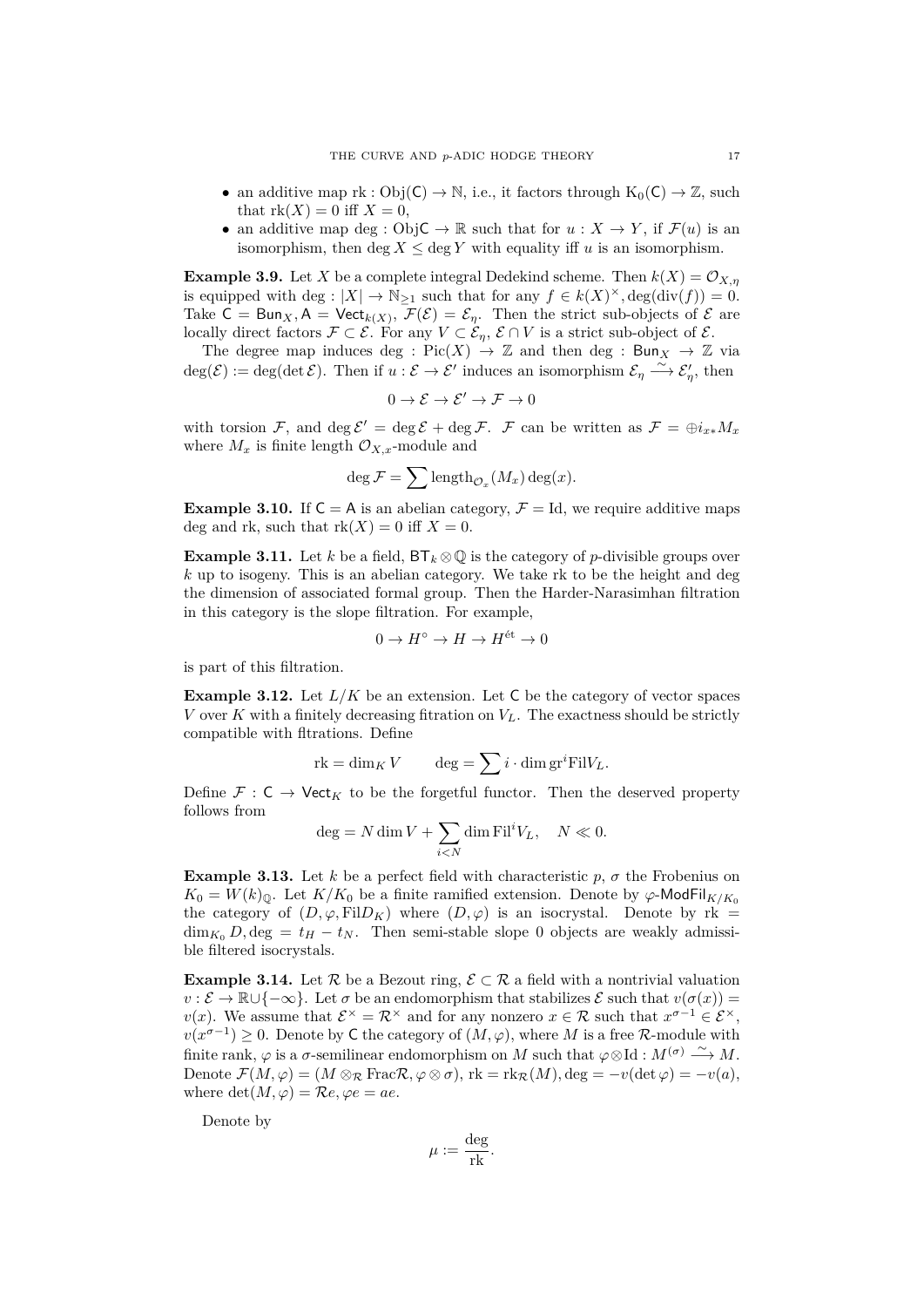- an additive map $\mathrm{rk} : \mathrm{Obj}(\mathsf{C}) \to \mathbb{N}$, i.e., it factors through $\mathrm{K}_0(\mathsf{C}) \to \mathbb{Z}$, such that $\mathrm{rk}(X) = 0$ iff $X = 0$,
- an additive map $\deg : \mathrm{Obj}\mathsf{C} \to \mathbb{R}$ such that for $u : X \to Y$, if $\mathcal{F}(u)$ is an isomorphism, then $\deg X \leq \deg Y$ with equality iff $u$ is an isomorphism.

**Example 3.9.** Let $X$ be a complete integral Dedekind scheme. Then $k(X) = \mathcal{O}_{X,\eta}$ is equipped with $\deg : |X| \to \mathbb{N}_{\geq 1}$ such that for any $f \in k(X)^\times, \deg(\mathrm{div}(f)) = 0$. Take $\mathsf{C} = \mathsf{Bun}_X, \mathsf{A} = \mathsf{Vect}_{k(X)}$, $\mathcal{F}(\mathcal{E}) = \mathcal{E}_\eta$. Then the strict sub-objects of $\mathcal{E}$ are locally direct factors $\mathcal{F} \subset \mathcal{E}$. For any $V \subset \mathcal{E}_\eta$, $\mathcal{E} \cap V$ is a strict sub-object of $\mathcal{E}$.

The degree map induces $\deg : \mathrm{Pic}(X) \to \mathbb{Z}$ and then $\deg : \mathsf{Bun}_X \to \mathbb{Z}$ via $\deg(\mathcal{E}) := \deg(\det \mathcal{E})$. Then if $u : \mathcal{E} \to \mathcal{E}'$ induces an isomorphism $\mathcal{E}_\eta \xrightarrow{\sim} \mathcal{E}'_\eta$, then

$$0 \to \mathcal{E} \to \mathcal{E}' \to \mathcal{F} \to 0$$

with torsion $\mathcal{F}$, and $\deg \mathcal{E}' = \deg \mathcal{E} + \deg \mathcal{F}$. $\mathcal{F}$ can be written as $\mathcal{F} = \oplus i_{x*} M_x$ where $M_x$ is finite length $\mathcal{O}_{X,x}$-module and

$$\deg \mathcal{F} = \sum \mathrm{length}_{\mathcal{O}_x}(M_x) \deg(x).$$

**Example 3.10.** If $\mathsf{C} = \mathsf{A}$ is an abelian category, $\mathcal{F} = \mathrm{Id}$, we require additive maps deg and rk, such that $\mathrm{rk}(X) = 0$ iff $X = 0$.

**Example 3.11.** Let $k$ be a field, $\mathsf{BT}_k \otimes \mathbb{Q}$ is the category of $p$-divisible groups over $k$ up to isogeny. This is an abelian category. We take rk to be the height and deg the dimension of associated formal group. Then the Harder-Narasimhan filtration in this category is the slope filtration. For example,

$$0 \to H^\circ \to H \to H^{\text{ét}} \to 0$$

is part of this filtration.

**Example 3.12.** Let $L/K$ be an extension. Let $\mathsf{C}$ be the category of vector spaces $V$ over $K$ with a finitely decreasing fitration on $V_L$. The exactness should be strictly compatible with fltrations. Define

$$\mathrm{rk} = \dim_K V \qquad \deg = \sum i \cdot \dim \mathrm{gr}^i \mathrm{Fil} V_L.$$

Define $\mathcal{F} : \mathsf{C} \to \mathsf{Vect}_K$ to be the forgetful functor. Then the deserved property follows from

$$\deg = N \dim V + \sum_{i<N} \dim \mathrm{Fil}^i V_L, \quad N \ll 0.$$

**Example 3.13.** Let $k$ be a perfect field with characteristic $p$, $\sigma$ the Frobenius on $K_0 = W(k)_\mathbb{Q}$. Let $K/K_0$ be a finite ramified extension. Denote by $\varphi$-$\mathsf{ModFil}_{K/K_0}$ the category of $(D, \varphi, \mathrm{Fil} D_K)$ where $(D, \varphi)$ is an isocrystal. Denote by $\mathrm{rk} = \dim_{K_0} D, \deg = t_H - t_N$. Then semi-stable slope 0 objects are weakly admissible filtered isocrystals.

**Example 3.14.** Let $\mathcal{R}$ be a Bezout ring, $\mathcal{E} \subset \mathcal{R}$ a field with a nontrivial valuation $v : \mathcal{E} \to \mathbb{R} \cup \{-\infty\}$. Let $\sigma$ be an endomorphism that stabilizes $\mathcal{E}$ such that $v(\sigma(x)) = v(x)$. We assume that $\mathcal{E}^\times = \mathcal{R}^\times$ and for any nonzero $x \in \mathcal{R}$ such that $x^{\sigma - 1} \in \mathcal{E}^\times$, $v(x^{\sigma-1}) \geq 0$. Denote by $\mathsf{C}$ the category of $(M, \varphi)$, where $M$ is a free $\mathcal{R}$-module with finite rank, $\varphi$ is a $\sigma$-semilinear endomorphism on $M$ such that $\varphi \otimes \mathrm{Id} : M^{(\sigma)} \xrightarrow{\sim} M$. Denote $\mathcal{F}(M, \varphi) = (M \otimes_\mathcal{R} \mathrm{Frac}\mathcal{R}, \varphi \otimes \sigma)$, $\mathrm{rk} = \mathrm{rk}_\mathcal{R}(M), \deg = -v(\det \varphi) = -v(a)$, where $\det(M, \varphi) = \mathcal{R}e, \varphi e = ae$.

Denote by

$$\mu := \frac{\deg}{\mathrm{rk}}.$$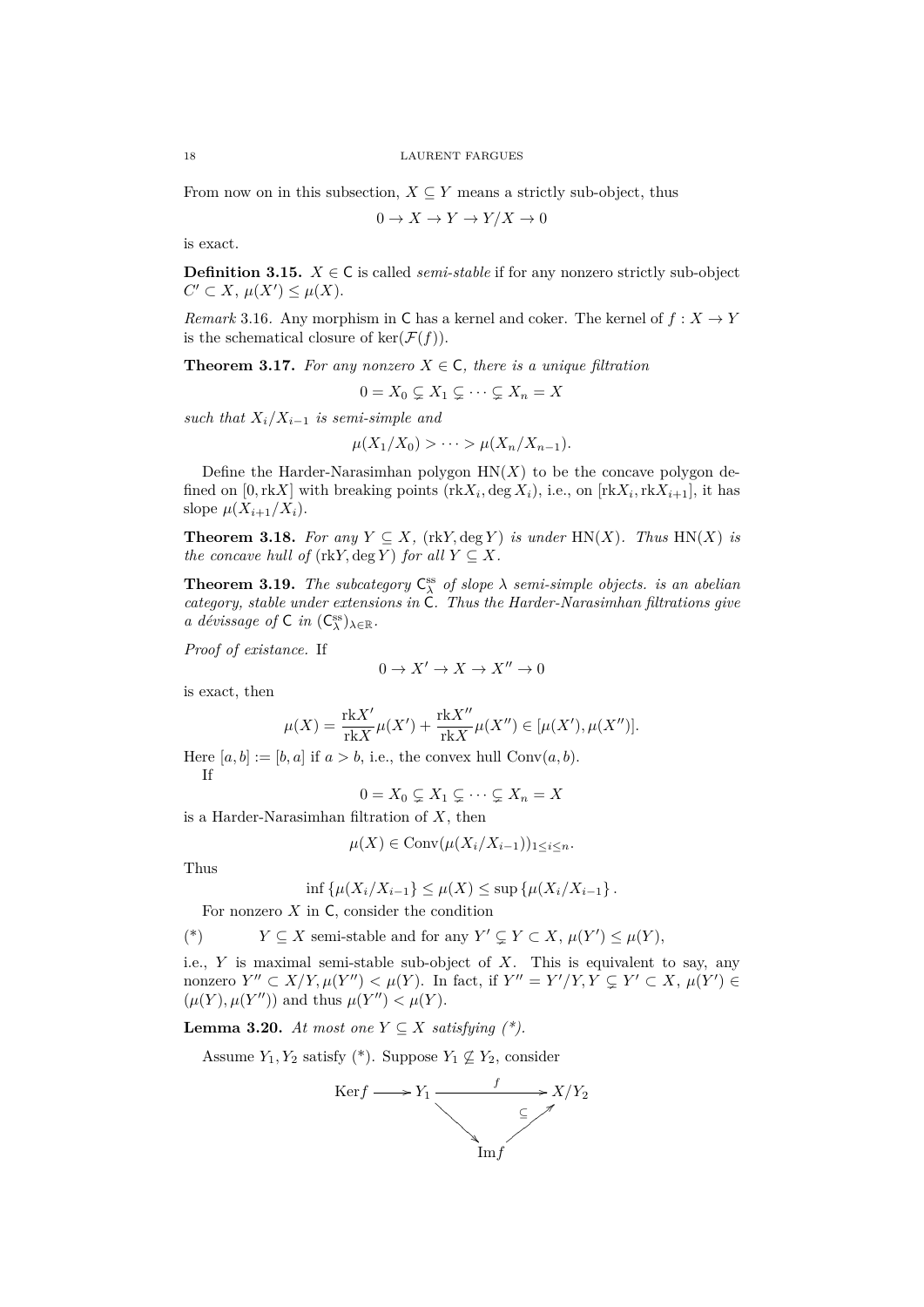From now on in this subsection, $X \subseteq Y$ means a strictly sub-object, thus

$$0 \to X \to Y \to Y/X \to 0$$

is exact.

**Definition 3.15.** $X \in \mathsf{C}$ is called *semi-stable* if for any nonzero strictly sub-object $C' \subset X$, $\mu(X') \leq \mu(X)$.

*Remark* 3.16. Any morphism in $\mathsf{C}$ has a kernel and coker. The kernel of $f : X \to Y$ is the schematical closure of $\ker(\mathcal{F}(f))$.

**Theorem 3.17.** *For any nonzero $X \in \mathsf{C}$, there is a unique filtration*

$$0 = X_0 \subsetneq X_1 \subsetneq \cdots \subsetneq X_n = X$$

*such that $X_i/X_{i-1}$ is semi-simple and*

$$\mu(X_1/X_0) > \cdots > \mu(X_n/X_{n-1}).$$

Define the Harder-Narasimhan polygon $\mathrm{HN}(X)$ to be the concave polygon defined on $[0, \mathrm{rk}X]$ with breaking points $(\mathrm{rk}X_i, \deg X_i)$, i.e., on $[\mathrm{rk}X_i, \mathrm{rk}X_{i+1}]$, it has slope $\mu(X_{i+1}/X_i)$.

**Theorem 3.18.** *For any $Y \subseteq X$, $(\mathrm{rk}Y, \deg Y)$ is under $\mathrm{HN}(X)$. Thus $\mathrm{HN}(X)$ is the concave hull of $(\mathrm{rk}Y, \deg Y)$ for all $Y \subseteq X$.*

**Theorem 3.19.** *The subcategory $\mathsf{C}^{\mathrm{ss}}_\lambda$ of slope $\lambda$ semi-simple objects. is an abelian category, stable under extensions in $\mathsf{C}$. Thus the Harder-Narasimhan filtrations give a dévissage of $\mathsf{C}$ in $(\mathsf{C}^{\mathrm{ss}}_\lambda)_{\lambda \in \mathbb{R}}$.*

*Proof of existance.* If

$$0 \to X' \to X \to X'' \to 0$$

is exact, then

$$\mu(X) = \frac{\mathrm{rk}X'}{\mathrm{rk}X}\mu(X') + \frac{\mathrm{rk}X''}{\mathrm{rk}X}\mu(X'') \in [\mu(X'), \mu(X'')].$$

Here $[a, b] := [b, a]$ if $a > b$, i.e., the convex hull $\mathrm{Conv}(a, b)$.

If

$$0 = X_0 \subsetneq X_1 \subsetneq \cdots \subsetneq X_n = X$$

is a Harder-Narasimhan filtration of $X$, then

$$\mu(X) \in \mathrm{Conv}(\mu(X_i/X_{i-1}))_{1 \leq i \leq n}.$$

Thus

$$\inf \{\mu(X_i/X_{i-1}\} \leq \mu(X) \leq \sup \{\mu(X_i/X_{i-1}\}.$$

For nonzero $X$ in $\mathsf{C}$, consider the condition

(*) $\qquad Y \subseteq X$ semi-stable and for any $Y' \subsetneq Y \subset X$, $\mu(Y') \leq \mu(Y)$,

i.e., $Y$ is maximal semi-stable sub-object of $X$. This is equivalent to say, any nonzero $Y'' \subset X/Y, \mu(Y'') < \mu(Y)$. In fact, if $Y'' = Y'/Y, Y \subsetneq Y' \subset X$, $\mu(Y') \in (\mu(Y), \mu(Y''))$ and thus $\mu(Y'') < \mu(Y)$.

**Lemma 3.20.** *At most one $Y \subseteq X$ satisfying (*).*

Assume $Y_1, Y_2$ satisfy (*). Suppose $Y_1 \not\subseteq Y_2$, consider

$$\begin{array}{ccccc} \mathrm{Ker}f & \longrightarrow & Y_1 & \xrightarrow{\quad f \quad} & X/Y_2 \\ & & & \searrow \quad \nearrow_{\subseteq} & \\ & & & \mathrm{Im}f & \end{array}$$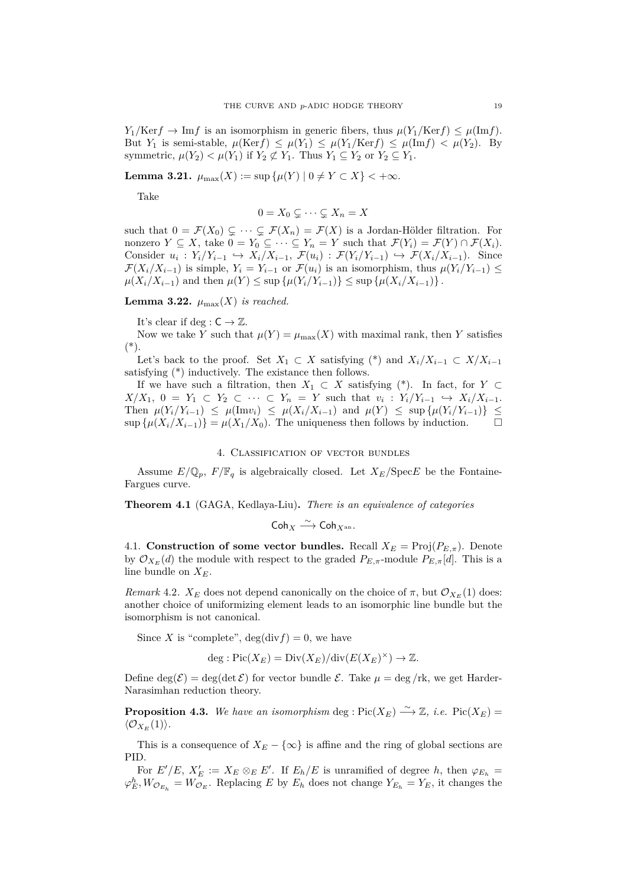$Y_1/\mathrm{Ker}f \to \mathrm{Im}f$ is an isomorphism in generic fibers, thus $\mu(Y_1/\mathrm{Ker}f) \leq \mu(\mathrm{Im}f)$. But $Y_1$ is semi-stable, $\mu(\mathrm{Ker}f) \leq \mu(Y_1) \leq \mu(Y_1/\mathrm{Ker}f) \leq \mu(\mathrm{Im}f) < \mu(Y_2)$. By symmetric, $\mu(Y_2) < \mu(Y_1)$ if $Y_2 \not\subset Y_1$. Thus $Y_1 \subseteq Y_2$ or $Y_2 \subseteq Y_1$.

**Lemma 3.21.** $\mu_{\max}(X) := \sup\{\mu(Y) \mid 0 \neq Y \subset X\} < +\infty$.

Take

$$0 = X_0 \subsetneq \cdots \subsetneq X_n = X$$

such that $0 = \mathcal{F}(X_0) \subsetneq \cdots \subsetneq \mathcal{F}(X_n) = \mathcal{F}(X)$ is a Jordan-Hölder filtration. For nonzero $Y \subseteq X$, take $0 = Y_0 \subseteq \cdots \subseteq Y_n = Y$ such that $\mathcal{F}(Y_i) = \mathcal{F}(Y) \cap \mathcal{F}(X_i)$. Consider $u_i : Y_i/Y_{i-1} \hookrightarrow X_i/X_{i-1}$, $\mathcal{F}(u_i) : \mathcal{F}(Y_i/Y_{i-1}) \hookrightarrow \mathcal{F}(X_i/X_{i-1})$. Since $\mathcal{F}(X_i/X_{i-1})$ is simple, $Y_i = Y_{i-1}$ or $\mathcal{F}(u_i)$ is an isomorphism, thus $\mu(Y_i/Y_{i-1}) \leq \mu(X_i/X_{i-1})$ and then $\mu(Y) \leq \sup\{\mu(Y_i/Y_{i-1})\} \leq \sup\{\mu(X_i/X_{i-1})\}$.

**Lemma 3.22.** *$\mu_{\max}(X)$ is reached.*

It's clear if $\deg : \mathsf{C} \to \mathbb{Z}$.

Now we take $Y$ such that $\mu(Y) = \mu_{\max}(X)$ with maximal rank, then $Y$ satisfies (\*).

Let's back to the proof. Set $X_1 \subset X$ satisfying (\*) and $X_i/X_{i-1} \subset X/X_{i-1}$ satisfying (\*) inductively. The existance then follows.

If we have such a filtration, then $X_1 \subset X$ satisfying (\*). In fact, for $Y \subset X/X_1$, $0 = Y_1 \subset Y_2 \subset \cdots \subset Y_n = Y$ such that $v_i : Y_i/Y_{i-1} \hookrightarrow X_i/X_{i-1}$. Then $\mu(Y_i/Y_{i-1}) \leq \mu(\mathrm{Im}v_i) \leq \mu(X_i/X_{i-1})$ and $\mu(Y) \leq \sup\{\mu(Y_i/Y_{i-1})\} \leq \sup\{\mu(X_i/X_{i-1})\} = \mu(X_1/X_0)$. The uniqueness then follows by induction. $\square$

## 4. Classification of vector bundles

Assume $E/\mathbb{Q}_p$, $F/\mathbb{F}_q$ is algebraically closed. Let $X_E/\mathrm{Spec}E$ be the Fontaine-Fargues curve.

**Theorem 4.1** (GAGA, Kedlaya-Liu)**.** *There is an equivalence of categories*

$$\mathsf{Coh}_X \xrightarrow{\sim} \mathsf{Coh}_{X^{\mathrm{an}}}.$$

### 4.1. Construction of some vector bundles.

Recall $X_E = \mathrm{Proj}(P_{E,\pi})$. Denote by $\mathcal{O}_{X_E}(d)$ the module with respect to the graded $P_{E,\pi}$-module $P_{E,\pi}[d]$. This is a line bundle on $X_E$.

*Remark* 4.2. $X_E$ does not depend canonically on the choice of $\pi$, but $\mathcal{O}_{X_E}(1)$ does: another choice of uniformizing element leads to an isomorphic line bundle but the isomorphism is not canonical.

Since $X$ is "complete", $\deg(\mathrm{div}f) = 0$, we have

$$\deg : \mathrm{Pic}(X_E) = \mathrm{Div}(X_E)/\mathrm{div}(E(X_E)^\times) \to \mathbb{Z}.$$

Define $\deg(\mathcal{E}) = \deg(\det \mathcal{E})$ for vector bundle $\mathcal{E}$. Take $\mu = \deg/\mathrm{rk}$, we get Harder-Narasimhan reduction theory.

**Proposition 4.3.** *We have an isomorphism* $\deg : \mathrm{Pic}(X_E) \xrightarrow{\sim} \mathbb{Z}$*, i.e.* $\mathrm{Pic}(X_E) = \langle \mathcal{O}_{X_E}(1) \rangle$.

This is a consequence of $X_E - \{\infty\}$ is affine and the ring of global sections are PID.

For $E'/E$, $X'_E := X_E \otimes_E E'$. If $E_h/E$ is unramified of degree $h$, then $\varphi_{E_h} = \varphi_E^h, W_{\mathcal{O}_{E_h}} = W_{\mathcal{O}_E}$. Replacing $E$ by $E_h$ does not change $Y_{E_h} = Y_E$, it changes the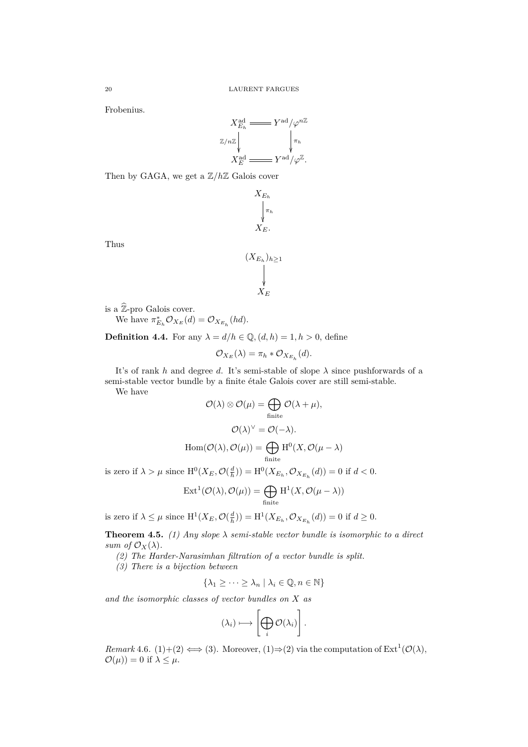Frobenius.

$$\begin{array}{ccc} X_{E_h}^{\mathrm{ad}} & = & Y^{\mathrm{ad}}/\varphi^{n\mathbb{Z}} \\ {\scriptstyle \mathbb{Z}/n\mathbb{Z}}\downarrow & & \downarrow{\scriptstyle \pi_h} \\ X_E^{\mathrm{ad}} & = & Y^{\mathrm{ad}}/\varphi^{\mathbb{Z}}. \end{array}$$

Then by GAGA, we get a $\mathbb{Z}/h\mathbb{Z}$ Galois cover

$$\begin{array}{c} X_{E_h} \\ \downarrow{\scriptstyle \pi_h} \\ X_E. \end{array}$$

Thus

$$\begin{array}{c} (X_{E_h})_{h\geq 1} \\ \downarrow \\ X_E \end{array}$$

is a $\widehat{\mathbb{Z}}$-pro Galois cover.

We have $\pi_{E_h}^* \mathcal{O}_{X_E}(d) = \mathcal{O}_{X_{E_h}}(hd)$.

**Definition 4.4.** For any $\lambda = d/h \in \mathbb{Q}, (d,h) = 1, h > 0$, define

$$\mathcal{O}_{X_E}(\lambda) = \pi_h * \mathcal{O}_{X_{E_h}}(d).$$

It's of rank $h$ and degree $d$. It's semi-stable of slope $\lambda$ since pushforwards of a semi-stable vector bundle by a finite étale Galois cover are still semi-stable.

We have

$$\mathcal{O}(\lambda) \otimes \mathcal{O}(\mu) = \bigoplus_{\text{finite}} \mathcal{O}(\lambda + \mu),$$

$$\mathcal{O}(\lambda)^\vee = \mathcal{O}(-\lambda).$$

$$\mathrm{Hom}(\mathcal{O}(\lambda), \mathcal{O}(\mu)) = \bigoplus_{\text{finite}} \mathrm{H}^0(X, \mathcal{O}(\mu - \lambda)$$

is zero if $\lambda > \mu$ since $\mathrm{H}^0(X_E, \mathcal{O}(\frac{d}{h})) = \mathrm{H}^0(X_{E_h}, \mathcal{O}_{X_{E_h}}(d)) = 0$ if $d < 0$.

$$\mathrm{Ext}^1(\mathcal{O}(\lambda), \mathcal{O}(\mu)) = \bigoplus_{\text{finite}} \mathrm{H}^1(X, \mathcal{O}(\mu - \lambda))$$

is zero if $\lambda \leq \mu$ since $\mathrm{H}^1(X_E, \mathcal{O}(\frac{d}{h})) = \mathrm{H}^1(X_{E_h}, \mathcal{O}_{X_{E_h}}(d)) = 0$ if $d \geq 0$.

**Theorem 4.5.** *(1) Any slope $\lambda$ semi-stable vector bundle is isomorphic to a direct sum of $\mathcal{O}_X(\lambda)$.*

*(2) The Harder-Narasimhan filtration of a vector bundle is split.*

*(3) There is a bijection between*

$$\{\lambda_1 \geq \cdots \geq \lambda_n \mid \lambda_i \in \mathbb{Q}, n \in \mathbb{N}\}$$

*and the isomorphic classes of vector bundles on $X$ as*

$$(\lambda_i) \longmapsto \left[\bigoplus_i \mathcal{O}(\lambda_i)\right].$$

*Remark* 4.6. (1)+(2) $\iff$ (3). Moreover, (1)$\Rightarrow$(2) via the computation of $\mathrm{Ext}^1(\mathcal{O}(\lambda), \mathcal{O}(\mu)) = 0$ if $\lambda \leq \mu$.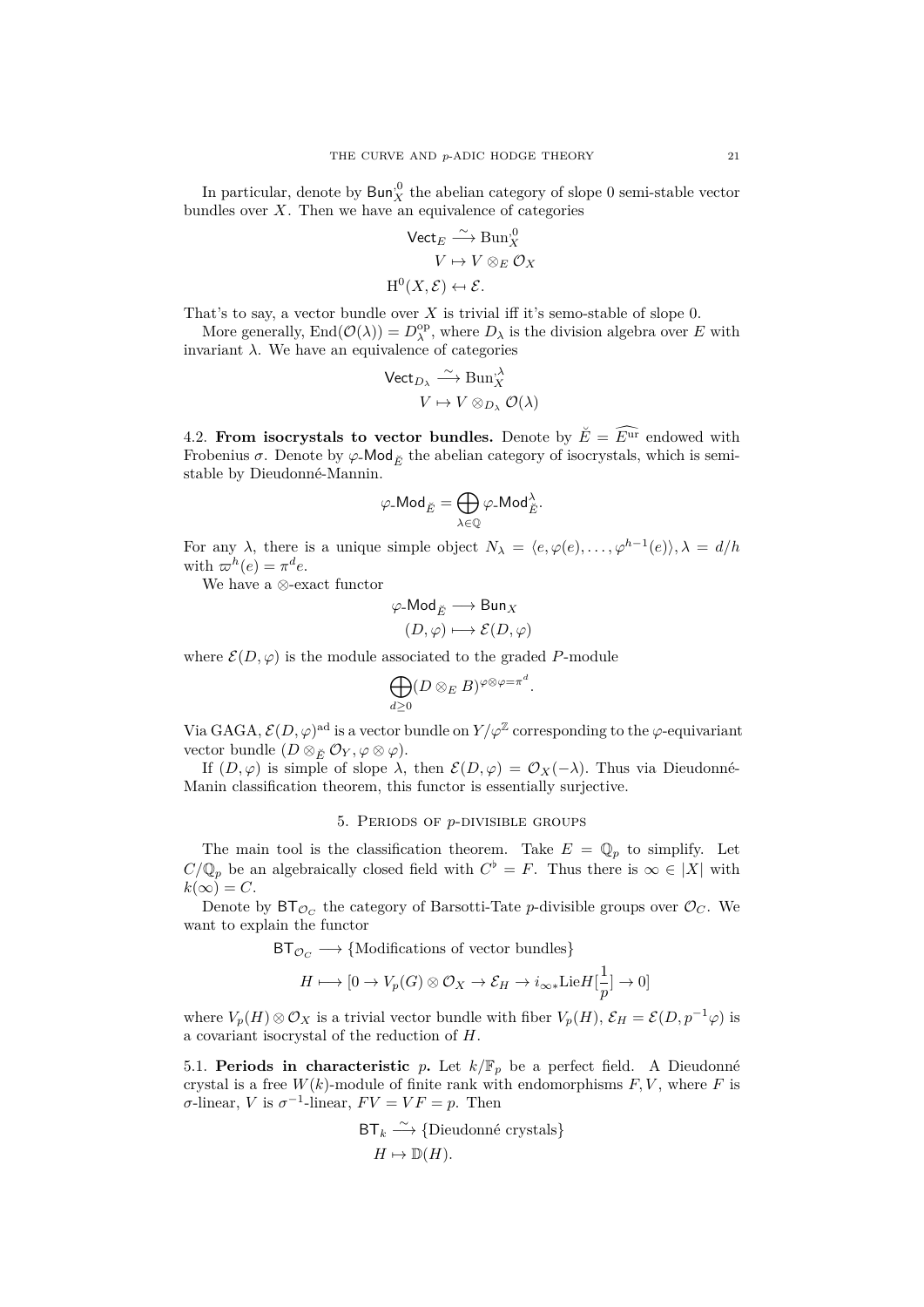In particular, denote by $\mathsf{Bun}_X^{,0}$ the abelian category of slope 0 semi-stable vector bundles over $X$. Then we have an equivalence of categories

$$
\begin{aligned}
\mathsf{Vect}_E &\xrightarrow{\sim} \mathrm{Bun}_X^{,0} \\
V &\mapsto V \otimes_E \mathcal{O}_X \\
\mathrm{H}^0(X, \mathcal{E}) &\leftarrow \mathcal{E}.
\end{aligned}
$$

That's to say, a vector bundle over $X$ is trivial iff it's semo-stable of slope 0.

More generally, $\mathrm{End}(\mathcal{O}(\lambda)) = D_\lambda^{\mathrm{op}}$, where $D_\lambda$ is the division algebra over $E$ with invariant $\lambda$. We have an equivalence of categories

$$
\begin{aligned}
\mathsf{Vect}_{D_\lambda} &\xrightarrow{\sim} \mathrm{Bun}_X^{,\lambda} \\
V &\mapsto V \otimes_{D_\lambda} \mathcal{O}(\lambda)
\end{aligned}
$$

4.2. **From isocrystals to vector bundles.** Denote by $\breve{E} = \widehat{E^{\mathrm{ur}}}$ endowed with Frobenius $\sigma$. Denote by $\varphi\text{-}\mathsf{Mod}_{\breve{E}}$ the abelian category of isocrystals, which is semi-stable by Dieudonné-Mannin.

$$
\varphi\text{-}\mathsf{Mod}_{\breve{E}} = \bigoplus_{\lambda \in \mathbb{Q}} \varphi\text{-}\mathsf{Mod}_{\breve{E}}^{\lambda}.
$$

For any $\lambda$, there is a unique simple object $N_\lambda = \langle e, \varphi(e), \dots, \varphi^{h-1}(e) \rangle, \lambda = d/h$ with $\varpi^h(e) = \pi^d e$.

We have a $\otimes$-exact functor

$$
\begin{aligned}
\varphi\text{-}\mathsf{Mod}_{\breve{E}} &\longrightarrow \mathsf{Bun}_X \\
(D, \varphi) &\longmapsto \mathcal{E}(D, \varphi)
\end{aligned}
$$

where $\mathcal{E}(D, \varphi)$ is the module associated to the graded $P$-module

$$
\bigoplus_{d \geq 0} (D \otimes_E B)^{\varphi \otimes \varphi = \pi^d}.
$$

Via GAGA, $\mathcal{E}(D, \varphi)^{\mathrm{ad}}$ is a vector bundle on $Y/\varphi^{\mathbb{Z}}$ corresponding to the $\varphi$-equivariant vector bundle $(D \otimes_{\breve{E}} \mathcal{O}_Y, \varphi \otimes \varphi)$.

If $(D, \varphi)$ is simple of slope $\lambda$, then $\mathcal{E}(D, \varphi) = \mathcal{O}_X(-\lambda)$. Thus via Dieudonné-Manin classification theorem, this functor is essentially surjective.

## 5. Periods of $p$-divisible groups

The main tool is the classification theorem. Take $E = \mathbb{Q}_p$ to simplify. Let $C/\mathbb{Q}_p$ be an algebraically closed field with $C^\flat = F$. Thus there is $\infty \in |X|$ with $k(\infty) = C$.

Denote by $\mathsf{BT}_{\mathcal{O}_C}$ the category of Barsotti-Tate $p$-divisible groups over $\mathcal{O}_C$. We want to explain the functor

$$
\begin{aligned}
\mathsf{BT}_{\mathcal{O}_C} &\longrightarrow \{\text{Modifications of vector bundles}\} \\
H &\longmapsto [0 \to V_p(G) \otimes \mathcal{O}_X \to \mathcal{E}_H \to i_{\infty *} \mathrm{Lie} H[\frac{1}{p}] \to 0]
\end{aligned}
$$

where $V_p(H) \otimes \mathcal{O}_X$ is a trivial vector bundle with fiber $V_p(H)$, $\mathcal{E}_H = \mathcal{E}(D, p^{-1}\varphi)$ is a covariant isocrystal of the reduction of $H$.

5.1. **Periods in characteristic $p$.** Let $k/\mathbb{F}_p$ be a perfect field. A Dieudonné crystal is a free $W(k)$-module of finite rank with endomorphisms $F, V$, where $F$ is $\sigma$-linear, $V$ is $\sigma^{-1}$-linear, $FV = VF = p$. Then

$$
\begin{aligned}
\mathsf{BT}_k &\xrightarrow{\sim} \{\text{Dieudonné crystals}\} \\
H &\mapsto \mathbb{D}(H).
\end{aligned}
$$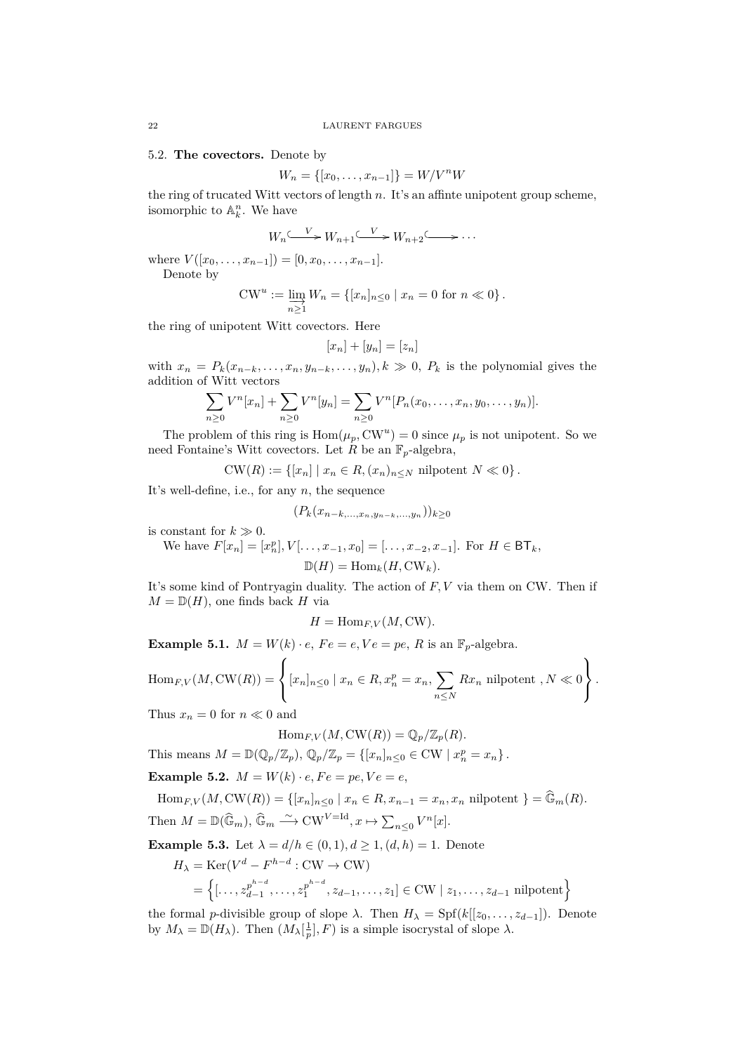5.2. **The covectors.** Denote by

$$W_n = \{[x_0, \dots, x_{n-1}]\} = W/V^n W$$

the ring of trucated Witt vectors of length $n$. It's an affinte unipotent group scheme, isomorphic to $\mathbb{A}_k^n$. We have

$$W_n \xhookrightarrow{V} W_{n+1} \xhookrightarrow{V} W_{n+2} \hookrightarrow \cdots$$

where $V([x_0, \dots, x_{n-1}]) = [0, x_0, \dots, x_{n-1}]$.

Denote by

$$\mathrm{CW}^u := \varinjlim_{n \geq 1} W_n = \{[x_n]_{n \leq 0} \mid x_n = 0 \text{ for } n \ll 0\}.$$

the ring of unipotent Witt covectors. Here

$$[x_n] + [y_n] = [z_n]$$

with $x_n = P_k(x_{n-k}, \dots, x_n, y_{n-k}, \dots, y_n), k \gg 0$, $P_k$ is the polynomial gives the addition of Witt vectors

$$\sum_{n \geq 0} V^n[x_n] + \sum_{n \geq 0} V^n[y_n] = \sum_{n \geq 0} V^n[P_n(x_0, \dots, x_n, y_0, \dots, y_n)].$$

The problem of this ring is $\mathrm{Hom}(\mu_p, \mathrm{CW}^u) = 0$ since $\mu_p$ is not unipotent. So we need Fontaine's Witt covectors. Let $R$ be an $\mathbb{F}_p$-algebra,

$$\mathrm{CW}(R) := \{[x_n] \mid x_n \in R, (x_n)_{n \leq N} \text{ nilpotent } N \ll 0\}.$$

It's well-define, i.e., for any $n$, the sequence

$$(P_k(x_{n-k, \dots, x_n, y_{n-k}, \dots, y_n}))_{k \geq 0}$$

is constant for $k \gg 0$.

We have $F[x_n] = [x_n^p], V[\dots, x_{-1}, x_0] = [\dots, x_{-2}, x_{-1}]$. For $H \in \mathsf{BT}_k$,

$$\mathbb{D}(H) = \mathrm{Hom}_k(H, \mathrm{CW}_k).$$

It's some kind of Pontryagin duality. The action of $F, V$ via them on CW. Then if $M = \mathbb{D}(H)$, one finds back $H$ via

$$H = \mathrm{Hom}_{F,V}(M, \mathrm{CW}).$$

**Example 5.1.** $M = W(k) \cdot e$, $Fe = e, Ve = pe$, $R$ is an $\mathbb{F}_p$-algebra.

$$\mathrm{Hom}_{F,V}(M, \mathrm{CW}(R)) = \left\{ [x_n]_{n \leq 0} \mid x_n \in R, x_n^p = x_n, \sum_{n \leq N} Rx_n \text{ nilpotent }, N \ll 0 \right\}.$$

Thus $x_n = 0$ for $n \ll 0$ and

$$\mathrm{Hom}_{F,V}(M, \mathrm{CW}(R)) = \mathbb{Q}_p/\mathbb{Z}_p(R).$$

This means $M = \mathbb{D}(\mathbb{Q}_p/\mathbb{Z}_p)$, $\mathbb{Q}_p/\mathbb{Z}_p = \{[x_n]_{n \leq 0} \in \mathrm{CW} \mid x_n^p = x_n\}$.

**Example 5.2.** $M = W(k) \cdot e, Fe = pe, Ve = e$,

$$\mathrm{Hom}_{F,V}(M, \mathrm{CW}(R)) = \{[x_n]_{n \leq 0} \mid x_n \in R, x_{n-1} = x_n, x_n \text{ nilpotent }\} = \widehat{\mathbb{G}}_m(R).$$

Then $M = \mathbb{D}(\widehat{\mathbb{G}}_m)$, $\widehat{\mathbb{G}}_m \xrightarrow{\sim} \mathrm{CW}^{V=\mathrm{Id}}, x \mapsto \sum_{n \leq 0} V^n[x]$.

**Example 5.3.** Let $\lambda = d/h \in (0,1), d \geq 1, (d,h) = 1$. Denote

$$\begin{aligned} H_\lambda &= \mathrm{Ker}(V^d - F^{h-d} : \mathrm{CW} \to \mathrm{CW}) \\ &= \left\{ [\dots, z_{d-1}^{p^{h-d}}, \dots, z_1^{p^{h-d}}, z_{d-1}, \dots, z_1] \in \mathrm{CW} \mid z_1, \dots, z_{d-1} \text{ nilpotent} \right\} \end{aligned}$$

the formal $p$-divisible group of slope $\lambda$. Then $H_\lambda = \mathrm{Spf}(k[[z_0, \dots, z_{d-1}]))$. Denote by $M_\lambda = \mathbb{D}(H_\lambda)$. Then $(M_\lambda[\frac{1}{p}], F)$ is a simple isocrystal of slope $\lambda$.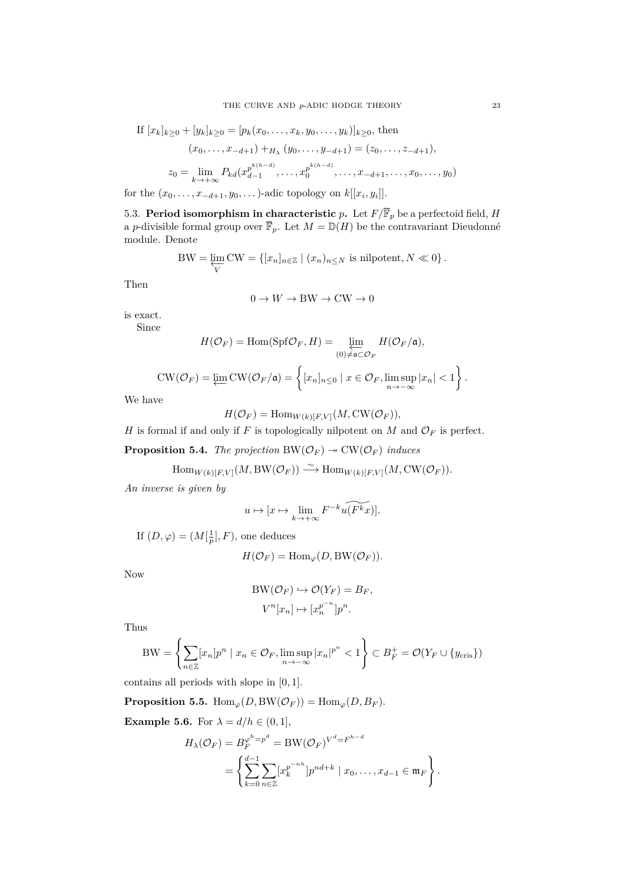If $[x_k]_{k\geq 0} + [y_k]_{k\geq 0} = [p_k(x_0,\dots,x_k,y_0,\dots,y_k)]_{k\geq 0}$, then

$$(x_0,\dots,x_{-d+1}) +_{H_\lambda} (y_0,\dots,y_{-d+1}) = (z_0,\dots,z_{-d+1}),$$

$$z_0 = \lim_{k\to+\infty} P_{kd}(x_{d-1}^{p^{k(h-d)}},\dots,x_0^{p^{k(h-d)}},\dots,x_{-d+1},\dots,x_0,\dots,y_0)$$

for the $(x_0,\dots,x_{-d+1},y_0,\dots)$-adic topology on $k[[x_i,y_i]]$.

5.3. **Period isomorphism in characteristic $p$.** Let $F/\overline{\mathbb{F}}_p$ be a perfectoid field, $H$ a $p$-divisible formal group over $\overline{\mathbb{F}}_p$. Let $M = \mathbb{D}(H)$ be the contravariant Dieudonné module. Denote

$$\mathrm{BW} = \varprojlim_V \mathrm{CW} = \{[x_n]_{n\in\mathbb{Z}} \mid (x_n)_{n\leq N} \text{ is nilpotent}, N \ll 0\}.$$

Then

$$0 \to W \to \mathrm{BW} \to \mathrm{CW} \to 0$$

is exact.

Since

$$H(\mathcal{O}_F) = \mathrm{Hom}(\mathrm{Spf}\mathcal{O}_F, H) = \varprojlim_{(0)\neq\mathfrak{a}\subset\mathcal{O}_F} H(\mathcal{O}_F/\mathfrak{a}),$$

$$\mathrm{CW}(\mathcal{O}_F) = \varprojlim \mathrm{CW}(\mathcal{O}_F/\mathfrak{a}) = \left\{ [x_n]_{n\leq 0} \mid x \in \mathcal{O}_F, \limsup_{n\to-\infty} |x_n| < 1 \right\}.$$

We have

$$H(\mathcal{O}_F) = \mathrm{Hom}_{W(k)[F,V]}(M, \mathrm{CW}(\mathcal{O}_F)),$$

$H$ is formal if and only if $F$ is topologically nilpotent on $M$ and $\mathcal{O}_F$ is perfect.

**Proposition 5.4.** *The projection* $\mathrm{BW}(\mathcal{O}_F) \twoheadrightarrow \mathrm{CW}(\mathcal{O}_F)$ *induces*

$$\mathrm{Hom}_{W(k)[F,V]}(M, \mathrm{BW}(\mathcal{O}_F)) \xrightarrow{\sim} \mathrm{Hom}_{W(k)[F,V]}(M, \mathrm{CW}(\mathcal{O}_F)).$$

*An inverse is given by*

$$u \mapsto [x \mapsto \lim_{k\to+\infty} F^{-k}\widetilde{u(F^k x)}].$$

If $(D,\varphi) = (M[\frac{1}{p}], F)$, one deduces

$$H(\mathcal{O}_F) = \mathrm{Hom}_\varphi(D, \mathrm{BW}(\mathcal{O}_F)).$$

Now

$$\mathrm{BW}(\mathcal{O}_F) \hookrightarrow \mathcal{O}(Y_F) = B_F,$$

$$V^n[x_n] \mapsto [x_n^{p^{-n}}]p^n.$$

Thus

$$\mathrm{BW} = \left\{ \sum_{n\in\mathbb{Z}} [x_n]p^n \mid x_n \in \mathcal{O}_F, \limsup_{n\to-\infty} |x_n|^{p^n} < 1 \right\} \subset B_F^+ = \mathcal{O}(Y_F \cup \{y_{\mathrm{cris}}\})$$

contains all periods with slope in $[0,1]$.

**Proposition 5.5.** $\mathrm{Hom}_\varphi(D, \mathrm{BW}(\mathcal{O}_F)) = \mathrm{Hom}_\varphi(D, B_F)$.

**Example 5.6.** For $\lambda = d/h \in (0,1]$,

$$\begin{aligned} H_\lambda(\mathcal{O}_F) &= B_F^{\varphi^h = p^d} = \mathrm{BW}(\mathcal{O}_F)^{V^d = F^{h-d}} \\ &= \left\{ \sum_{k=0}^{d-1} \sum_{n\in\mathbb{Z}} [x_k^{p^{-nh}}]p^{nd+k} \mid x_0,\dots,x_{d-1} \in \mathfrak{m}_F \right\}. \end{aligned}$$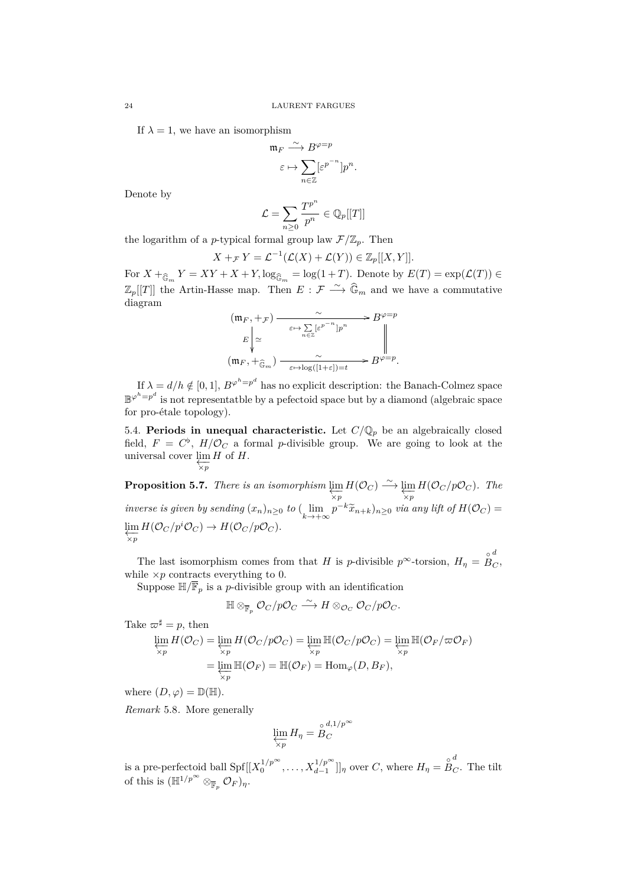If $\lambda = 1$, we have an isomorphism

$$\mathfrak{m}_F \xrightarrow{\sim} B^{\varphi=p}$$
$$\varepsilon \mapsto \sum_{n\in\mathbb{Z}} [\varepsilon^{p^{-n}}] p^n.$$

Denote by

$$\mathcal{L} = \sum_{n\geq 0} \frac{T^{p^n}}{p^n} \in \mathbb{Q}_p[[T]]$$

the logarithm of a $p$-typical formal group law $\mathcal{F}/\mathbb{Z}_p$. Then

$$X +_{\mathcal{F}} Y = \mathcal{L}^{-1}(\mathcal{L}(X) + \mathcal{L}(Y)) \in \mathbb{Z}_p[[X,Y]].$$

For $X +_{\widehat{\mathbb{G}}_m} Y = XY + X + Y, \log_{\widehat{\mathbb{G}}_m} = \log(1+T)$. Denote by $E(T) = \exp(\mathcal{L}(T)) \in \mathbb{Z}_p[[T]]$ the Artin-Hasse map. Then $E : \mathcal{F} \xrightarrow{\sim} \widehat{\mathbb{G}}_m$ and we have a commutative diagram

$$\begin{array}{ccc}
(\mathfrak{m}_F, +_{\mathcal{F}}) & \xrightarrow[\varepsilon \mapsto \sum_{n\in\mathbb{Z}} [\varepsilon^{p^{-n}}] p^n]{\sim} & B^{\varphi=p} \\
{\scriptstyle E}\downarrow \simeq & & \Big\| \\
(\mathfrak{m}_F, +_{\widehat{\mathbb{G}}_m}) & \xrightarrow[\varepsilon \mapsto \log([1+\varepsilon]) = t]{\sim} & B^{\varphi=p}.
\end{array}$$

If $\lambda = d/h \notin [0,1]$, $B^{\varphi^h = p^d}$ has no explicit description: the Banach-Colmez space $\mathbb{B}^{\varphi^h=p^d}$ is not representatble by a pefectoid space but by a diamond (algebraic space for pro-étale topology).

5.4. **Periods in unequal characteristic.** Let $C/\mathbb{Q}_p$ be an algebraically closed field, $F = C^\flat$, $H/\mathcal{O}_C$ a formal $p$-divisible group. We are going to look at the universal cover $\varprojlim_{\times p} H$ of $H$.

**Proposition 5.7.** *There is an isomorphism* $\varprojlim_{\times p} H(\mathcal{O}_C) \xrightarrow{\sim} \varprojlim_{\times p} H(\mathcal{O}_C/p\mathcal{O}_C)$*. The inverse is given by sending* $(x_n)_{n\geq 0}$ *to* $(\lim_{k\to+\infty} p^{-k}\widetilde{x}_{n+k})_{n\geq 0}$ *via any lift of* $H(\mathcal{O}_C) = \varprojlim_{\times p} H(\mathcal{O}_C/p^i\mathcal{O}_C) \to H(\mathcal{O}_C/p\mathcal{O}_C)$.

The last isomorphism comes from that $H$ is $p$-divisible $p^\infty$-torsion, $H_\eta = \overset{\circ}{B}{}^d_C$, while $\times p$ contracts everything to 0.

Suppose $\mathbb{H}/\overline{\mathbb{F}}_p$ is a $p$-divisible group with an identification

$$\mathbb{H} \otimes_{\overline{\mathbb{F}}_p} \mathcal{O}_C/p\mathcal{O}_C \xrightarrow{\sim} H \otimes_{\mathcal{O}_C} \mathcal{O}_C/p\mathcal{O}_C.$$

Take $\varpi^\sharp = p$, then

$$\begin{aligned}
\varprojlim_{\times p} H(\mathcal{O}_C) &= \varprojlim_{\times p} H(\mathcal{O}_C/p\mathcal{O}_C) = \varprojlim_{\times p} \mathbb{H}(\mathcal{O}_C/p\mathcal{O}_C) = \varprojlim_{\times p} \mathbb{H}(\mathcal{O}_F/\varpi\mathcal{O}_F) \\
&= \varprojlim_{\times p} \mathbb{H}(\mathcal{O}_F) = \mathbb{H}(\mathcal{O}_F) = \operatorname{Hom}_\varphi(D, B_F),
\end{aligned}$$

where $(D,\varphi) = \mathbb{D}(\mathbb{H})$.

*Remark* 5.8. More generally

$$\varprojlim_{\times p} H_\eta = \overset{\circ}{B}{}_C^{d,1/p^\infty}$$

is a pre-perfectoid ball $\operatorname{Spf}[[X_0^{1/p^\infty}, \ldots, X_{d-1}^{1/p^\infty}]]_\eta$ over $C$, where $H_\eta = \overset{\circ}{B}{}^d_C$. The tilt of this is $(\mathbb{H}^{1/p^\infty} \otimes_{\overline{\mathbb{F}}_p} \mathcal{O}_F)_\eta$.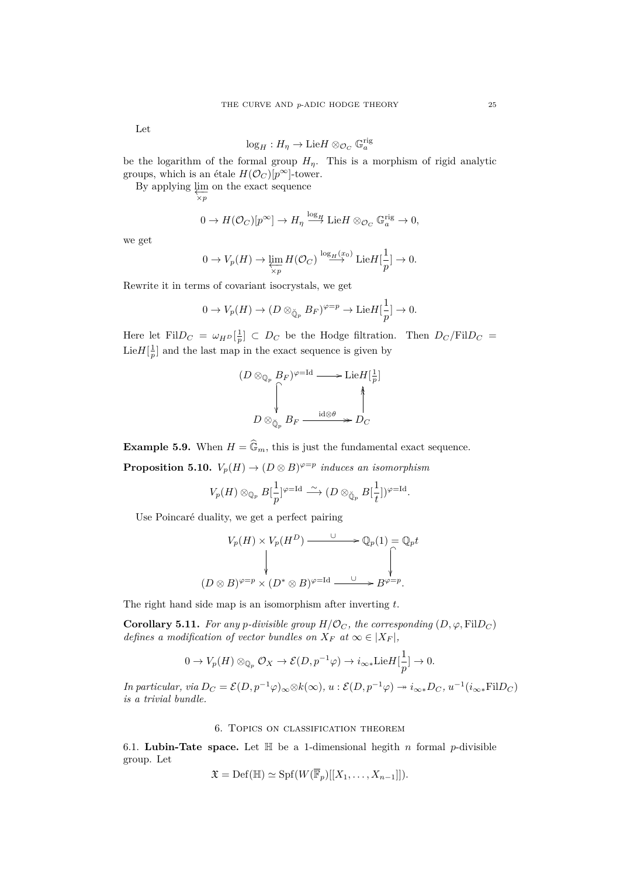Let

$$\log_H : H_\eta \to \mathrm{Lie} H \otimes_{\mathcal{O}_C} \mathbb{G}_a^{\mathrm{rig}}$$

be the logarithm of the formal group $H_\eta$. This is a morphism of rigid analytic groups, which is an étale $H(\mathcal{O}_C)[p^\infty]$-tower.

By applying $\varprojlim_{\times p}$ on the exact sequence

$$0 \to H(\mathcal{O}_C)[p^\infty] \to H_\eta \xrightarrow{\log_H} \mathrm{Lie} H \otimes_{\mathcal{O}_C} \mathbb{G}_a^{\mathrm{rig}} \to 0,$$

we get

$$0 \to V_p(H) \to \varprojlim_{\times p} H(\mathcal{O}_C) \xrightarrow{\log_H(x_0)} \mathrm{Lie} H[\frac{1}{p}] \to 0.$$

Rewrite it in terms of covariant isocrystals, we get

$$0 \to V_p(H) \to (D \otimes_{\breve{\mathbb{Q}}_p} B_F)^{\varphi = p} \to \mathrm{Lie} H[\frac{1}{p}] \to 0.$$

Here let $\mathrm{Fil} D_C = \omega_{H^D}[\frac{1}{p}] \subset D_C$ be the Hodge filtration. Then $D_C / \mathrm{Fil} D_C = \mathrm{Lie} H[\frac{1}{p}]$ and the last map in the exact sequence is given by

$$\begin{array}{ccc}
(D \otimes_{\mathbb{Q}_p} B_F)^{\varphi = \mathrm{Id}} & \longrightarrow & \mathrm{Lie} H[\frac{1}{p}] \\
\downarrow & & \uparrow \\
D \otimes_{\breve{\mathbb{Q}}_p} B_F & \xrightarrow{\mathrm{id} \otimes \theta} & D_C
\end{array}$$

**Example 5.9.** When $H = \widehat{\mathbb{G}}_m$, this is just the fundamental exact sequence.

**Proposition 5.10.** *$V_p(H) \to (D \otimes B)^{\varphi = p}$ induces an isomorphism*

$$V_p(H) \otimes_{\mathbb{Q}_p} B[\frac{1}{p}]^{\varphi = \mathrm{Id}} \xrightarrow{\sim} (D \otimes_{\breve{\mathbb{Q}}_p} B[\frac{1}{t}])^{\varphi = \mathrm{Id}}.$$

Use Poincaré duality, we get a perfect pairing

$$\begin{array}{ccc}
V_p(H) \times V_p(H^D) & \xrightarrow{\cup} & \mathbb{Q}_p(1) = \mathbb{Q}_p t \\
\downarrow & & \downarrow \\
(D \otimes B)^{\varphi = p} \times (D^* \otimes B)^{\varphi = \mathrm{Id}} & \xrightarrow{\cup} & B^{\varphi = p}.
\end{array}$$

The right hand side map is an isomorphism after inverting $t$.

**Corollary 5.11.** *For any $p$-divisible group $H/\mathcal{O}_C$, the corresponding $(D, \varphi, \mathrm{Fil} D_C)$ defines a modification of vector bundles on $X_F$ at $\infty \in |X_F|$,*

$$0 \to V_p(H) \otimes_{\mathbb{Q}_p} \mathcal{O}_X \to \mathcal{E}(D, p^{-1}\varphi) \to i_{\infty *} \mathrm{Lie} H[\frac{1}{p}] \to 0.$$

*In particular, via $D_C = \mathcal{E}(D, p^{-1}\varphi)_\infty \otimes k(\infty)$, $u : \mathcal{E}(D, p^{-1}\varphi) \twoheadrightarrow i_{\infty *} D_C$, $u^{-1}(i_{\infty *} \mathrm{Fil} D_C)$ is a trivial bundle.*

## 6. Topics on classification theorem

6.1. **Lubin-Tate space.** Let $\mathbb{H}$ be a 1-dimensional hegith $n$ formal $p$-divisible group. Let

$$\mathfrak{X} = \mathrm{Def}(\mathbb{H}) \simeq \mathrm{Spf}(W(\overline{\mathbb{F}}_p)[[X_1, \ldots, X_{n-1}]]).$$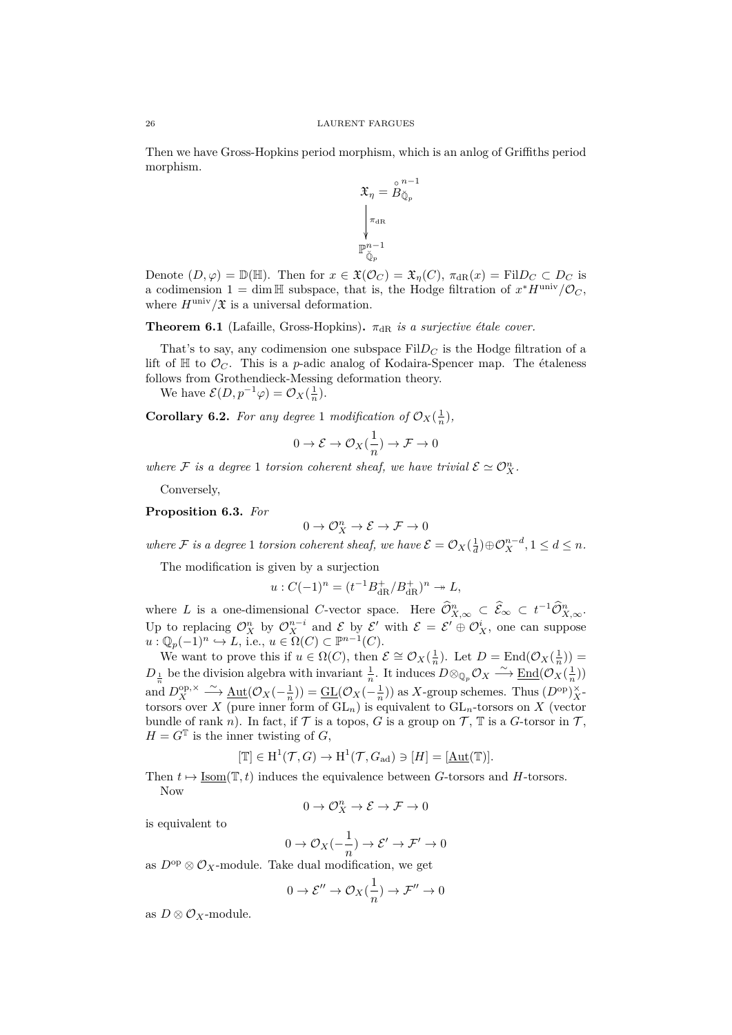Then we have Gross-Hopkins period morphism, which is an anlog of Griffiths period morphism.

$$\begin{array}{c}\mathfrak{X}_\eta = \overset{\circ}{B}{}^{n-1}_{\breve{\mathbb{Q}}_p} \\ \Big\downarrow \pi_{\mathrm{dR}} \\ \mathbb{P}^{n-1}_{\breve{\mathbb{Q}}_p}\end{array}$$

Denote $(D, \varphi) = \mathbb{D}(\mathbb{H})$. Then for $x \in \mathfrak{X}(\mathcal{O}_C) = \mathfrak{X}_\eta(C)$, $\pi_{\mathrm{dR}}(x) = \mathrm{Fil} D_C \subset D_C$ is a codimension $1 = \dim \mathbb{H}$ subspace, that is, the Hodge filtration of $x^* H^{\mathrm{univ}}/\mathcal{O}_C$, where $H^{\mathrm{univ}}/\mathfrak{X}$ is a universal deformation.

**Theorem 6.1** (Lafaille, Gross-Hopkins)**.** *$\pi_{\mathrm{dR}}$ is a surjective étale cover.*

That's to say, any codimension one subspace $\mathrm{Fil} D_C$ is the Hodge filtration of a lift of $\mathbb{H}$ to $\mathcal{O}_C$. This is a $p$-adic analog of Kodaira-Spencer map. The étaleness follows from Grothendieck-Messing deformation theory.

We have $\mathcal{E}(D, p^{-1}\varphi) = \mathcal{O}_X(\frac{1}{n})$.

**Corollary 6.2.** *For any degree 1 modification of $\mathcal{O}_X(\frac{1}{n})$,*

$$0 \to \mathcal{E} \to \mathcal{O}_X(\frac{1}{n}) \to \mathcal{F} \to 0$$

*where $\mathcal{F}$ is a degree 1 torsion coherent sheaf, we have trivial $\mathcal{E} \simeq \mathcal{O}_X^n$.*

Conversely,

**Proposition 6.3.** *For*

$$0 \to \mathcal{O}_X^n \to \mathcal{E} \to \mathcal{F} \to 0$$

*where $\mathcal{F}$ is a degree 1 torsion coherent sheaf, we have $\mathcal{E} = \mathcal{O}_X(\frac{1}{d}) \oplus \mathcal{O}_X^{n-d}, 1 \le d \le n$.*

The modification is given by a surjection

$$u : C(-1)^n = (t^{-1} B^+_{\mathrm{dR}} / B^+_{\mathrm{dR}})^n \twoheadrightarrow L,$$

where $L$ is a one-dimensional $C$-vector space. Here $\widehat{\mathcal{O}}^n_{X,\infty} \subset \widehat{\mathcal{E}}_\infty \subset t^{-1}\widehat{\mathcal{O}}^n_{X,\infty}$. Up to replacing $\mathcal{O}_X^n$ by $\mathcal{O}_X^{n-i}$ and $\mathcal{E}$ by $\mathcal{E}'$ with $\mathcal{E} = \mathcal{E}' \oplus \mathcal{O}_X^i$, one can suppose $u : \mathbb{Q}_p(-1)^n \hookrightarrow L$, i.e., $u \in \Omega(C) \subset \mathbb{P}^{n-1}(C)$.

We want to prove this if $u \in \Omega(C)$, then $\mathcal{E} \cong \mathcal{O}_X(\frac{1}{n})$. Let $D = \mathrm{End}(\mathcal{O}_X(\frac{1}{n})) = D_{\frac{1}{n}}$ be the division algebra with invariant $\frac{1}{n}$. It induces $D \otimes_{\mathbb{Q}_p} \mathcal{O}_X \xrightarrow{\sim} \underline{\mathrm{End}}(\mathcal{O}_X(\frac{1}{n}))$ and $D_X^{\mathrm{op},\times} \xrightarrow{\sim} \underline{\mathrm{Aut}}(\mathcal{O}_X(-\frac{1}{n})) = \underline{\mathrm{GL}}(\mathcal{O}_X(-\frac{1}{n}))$ as $X$-group schemes. Thus $(D^{\mathrm{op}})^\times_X$-torsors over $X$ (pure inner form of $\mathrm{GL}_n$) is equivalent to $\mathrm{GL}_n$-torsors on $X$ (vector bundle of rank $n$). In fact, if $\mathcal{T}$ is a topos, $G$ is a group on $\mathcal{T}$, $\mathbb{T}$ is a $G$-torsor in $\mathcal{T}$, $H = G^{\mathbb{T}}$ is the inner twisting of $G$,

$$[\mathbb{T}] \in \mathrm{H}^1(\mathcal{T}, G) \to \mathrm{H}^1(\mathcal{T}, G_{\mathrm{ad}}) \ni [H] = [\underline{\mathrm{Aut}}(\mathbb{T})].$$

Then $t \mapsto \underline{\mathrm{Isom}}(\mathbb{T}, t)$ induces the equivalence between $G$-torsors and $H$-torsors.

Now

$$0 \to \mathcal{O}_X^n \to \mathcal{E} \to \mathcal{F} \to 0$$

is equivalent to

$$0 \to \mathcal{O}_X(-\frac{1}{n}) \to \mathcal{E}' \to \mathcal{F}' \to 0$$

as $D^{\mathrm{op}} \otimes \mathcal{O}_X$-module. Take dual modification, we get

$$0 \to \mathcal{E}'' \to \mathcal{O}_X(\frac{1}{n}) \to \mathcal{F}'' \to 0$$

as $D \otimes \mathcal{O}_X$-module.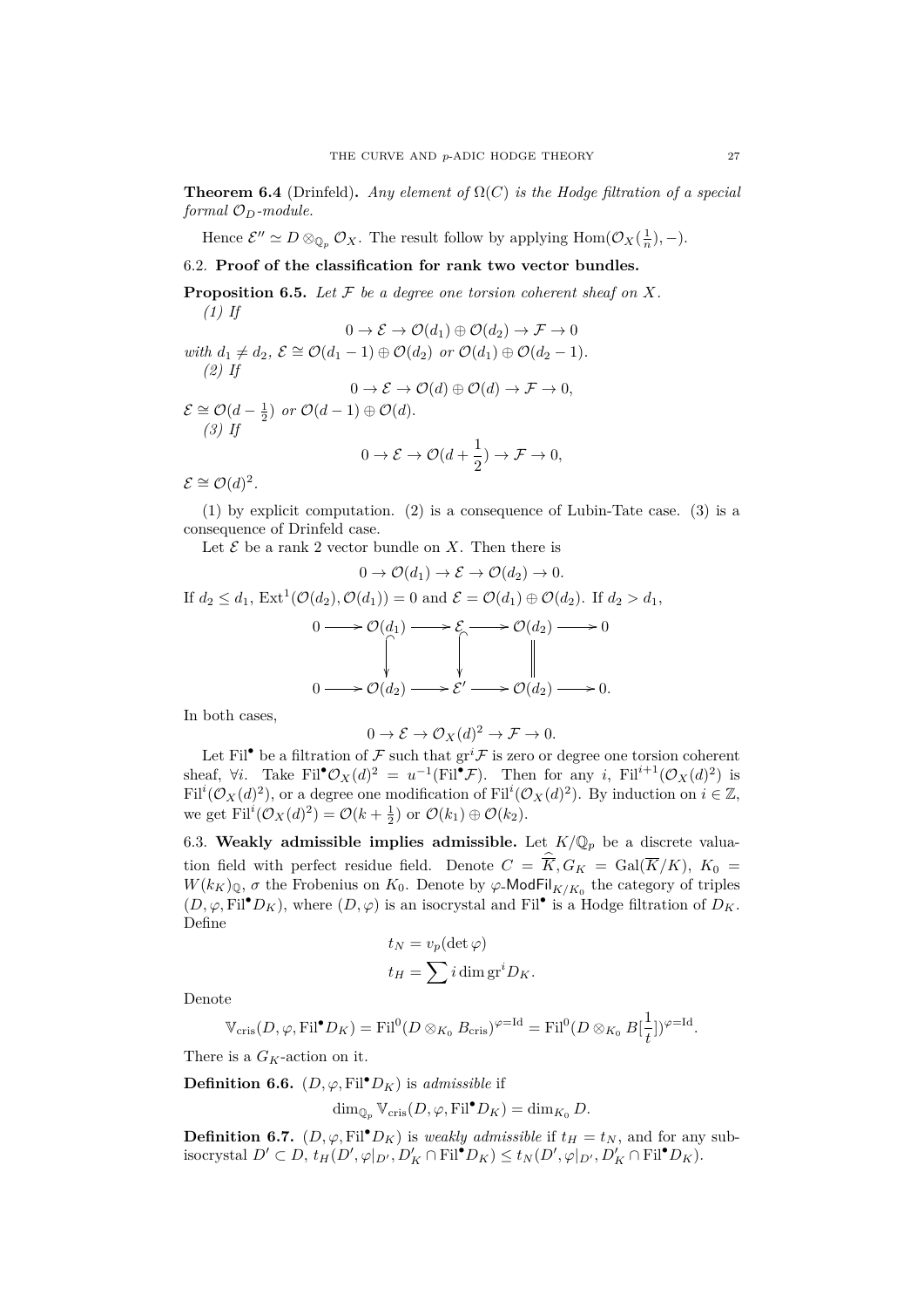**Theorem 6.4** (Drinfeld)**.** *Any element of $\Omega(C)$ is the Hodge filtration of a special formal $\mathcal{O}_D$-module.*

Hence $\mathcal{E}'' \simeq D \otimes_{\mathbb{Q}_p} \mathcal{O}_X$. The result follow by applying $\mathrm{Hom}(\mathcal{O}_X(\frac{1}{n}), -)$.

### 6.2. Proof of the classification for rank two vector bundles.

**Proposition 6.5.** *Let $\mathcal{F}$ be a degree one torsion coherent sheaf on $X$.*

*(1) If*

$$0 \to \mathcal{E} \to \mathcal{O}(d_1) \oplus \mathcal{O}(d_2) \to \mathcal{F} \to 0$$

*with $d_1 \neq d_2$, $\mathcal{E} \cong \mathcal{O}(d_1 - 1) \oplus \mathcal{O}(d_2)$ or $\mathcal{O}(d_1) \oplus \mathcal{O}(d_2 - 1)$.*

*(2) If*

$$0 \to \mathcal{E} \to \mathcal{O}(d) \oplus \mathcal{O}(d) \to \mathcal{F} \to 0,$$

*$\mathcal{E} \cong \mathcal{O}(d - \frac{1}{2})$ or $\mathcal{O}(d-1) \oplus \mathcal{O}(d)$.*

*(3) If*

$$0 \to \mathcal{E} \to \mathcal{O}(d + \frac{1}{2}) \to \mathcal{F} \to 0,$$

*$\mathcal{E} \cong \mathcal{O}(d)^2$.*

(1) by explicit computation. (2) is a consequence of Lubin-Tate case. (3) is a consequence of Drinfeld case.

Let $\mathcal{E}$ be a rank 2 vector bundle on $X$. Then there is

$$0 \to \mathcal{O}(d_1) \to \mathcal{E} \to \mathcal{O}(d_2) \to 0.$$

If $d_2 \leq d_1$, $\mathrm{Ext}^1(\mathcal{O}(d_2), \mathcal{O}(d_1)) = 0$ and $\mathcal{E} = \mathcal{O}(d_1) \oplus \mathcal{O}(d_2)$. If $d_2 > d_1$,

$$\begin{array}{ccccccccc}
0 & \longrightarrow & \mathcal{O}(d_1) & \longrightarrow & \mathcal{E} & \longrightarrow & \mathcal{O}(d_2) & \longrightarrow & 0 \\
 & & \big\downarrow & & \big\downarrow & & \big\| & & \\
0 & \longrightarrow & \mathcal{O}(d_2) & \longrightarrow & \mathcal{E}' & \longrightarrow & \mathcal{O}(d_2) & \longrightarrow & 0.
\end{array}$$

In both cases,

$$0 \to \mathcal{E} \to \mathcal{O}_X(d)^2 \to \mathcal{F} \to 0.$$

Let $\mathrm{Fil}^\bullet$ be a filtration of $\mathcal{F}$ such that $\mathrm{gr}^i\mathcal{F}$ is zero or degree one torsion coherent sheaf, $\forall i$. Take $\mathrm{Fil}^\bullet\mathcal{O}_X(d)^2 = u^{-1}(\mathrm{Fil}^\bullet\mathcal{F})$. Then for any $i$, $\mathrm{Fil}^{i+1}(\mathcal{O}_X(d)^2)$ is $\mathrm{Fil}^i(\mathcal{O}_X(d)^2)$, or a degree one modification of $\mathrm{Fil}^i(\mathcal{O}_X(d)^2)$. By induction on $i \in \mathbb{Z}$, we get $\mathrm{Fil}^i(\mathcal{O}_X(d)^2) = \mathcal{O}(k + \frac{1}{2})$ or $\mathcal{O}(k_1) \oplus \mathcal{O}(k_2)$.

### 6.3. Weakly admissible implies admissible.

Let $K/\mathbb{Q}_p$ be a discrete valuation field with perfect residue field. Denote $C = \widehat{\overline{K}}, G_K = \mathrm{Gal}(\overline{K}/K)$, $K_0 = W(k_K)_\mathbb{Q}$, $\sigma$ the Frobenius on $K_0$. Denote by $\varphi\text{-}\mathsf{ModFil}_{K/K_0}$ the category of triples $(D, \varphi, \mathrm{Fil}^\bullet D_K)$, where $(D, \varphi)$ is an isocrystal and $\mathrm{Fil}^\bullet$ is a Hodge filtration of $D_K$. Define

$$t_N = v_p(\det\varphi)$$
$$t_H = \sum i \dim \mathrm{gr}^i D_K.$$

Denote

$$\mathbb{V}_{\mathrm{cris}}(D, \varphi, \mathrm{Fil}^\bullet D_K) = \mathrm{Fil}^0(D \otimes_{K_0} B_{\mathrm{cris}})^{\varphi = \mathrm{Id}} = \mathrm{Fil}^0(D \otimes_{K_0} B[\frac{1}{t}])^{\varphi = \mathrm{Id}}.$$

There is a $G_K$-action on it.

**Definition 6.6.** $(D, \varphi, \mathrm{Fil}^\bullet D_K)$ is *admissible* if

$$\dim_{\mathbb{Q}_p} \mathbb{V}_{\mathrm{cris}}(D, \varphi, \mathrm{Fil}^\bullet D_K) = \dim_{K_0} D.$$

**Definition 6.7.** $(D, \varphi, \mathrm{Fil}^\bullet D_K)$ is *weakly admissible* if $t_H = t_N$, and for any sub-isocrystal $D' \subset D$, $t_H(D', \varphi|_{D'}, D'_K \cap \mathrm{Fil}^\bullet D_K) \leq t_N(D', \varphi|_{D'}, D'_K \cap \mathrm{Fil}^\bullet D_K)$.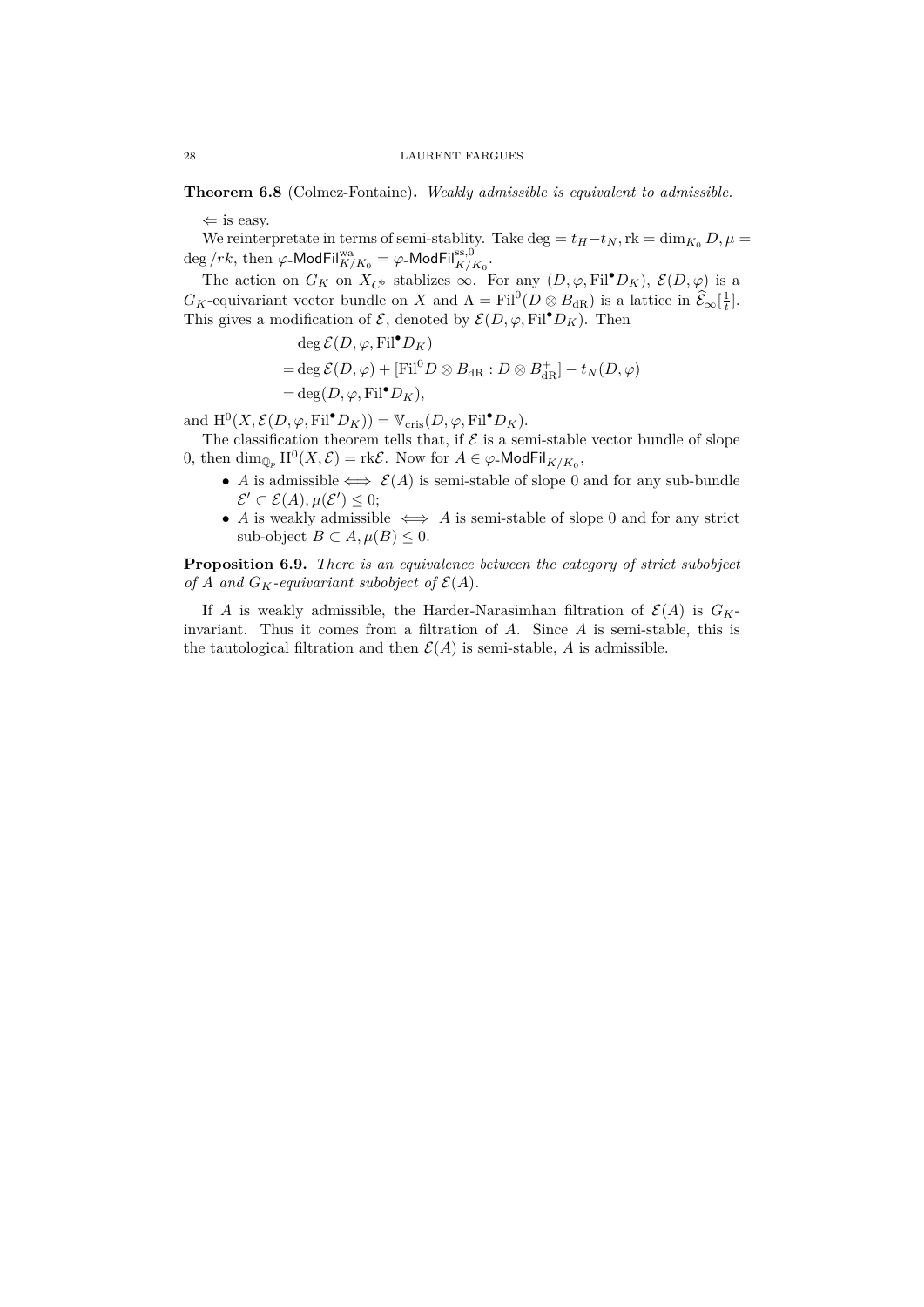**Theorem 6.8** (Colmez-Fontaine)**.** *Weakly admissible is equivalent to admissible.*

$\Leftarrow$ is easy.

We reinterpretate in terms of semi-stablity. Take $\deg = t_H - t_N, \mathrm{rk} = \dim_{K_0} D, \mu = \deg / rk$, then $\varphi\text{-}\mathsf{ModFil}^{\mathrm{wa}}_{K/K_0} = \varphi\text{-}\mathsf{ModFil}^{\mathrm{ss},0}_{K/K_0}$.

The action on $G_K$ on $X_{C^\flat}$ stablizes $\infty$. For any $(D, \varphi, \mathrm{Fil}^\bullet D_K)$, $\mathcal{E}(D,\varphi)$ is a $G_K$-equivariant vector bundle on $X$ and $\Lambda = \mathrm{Fil}^0(D \otimes B_{\mathrm{dR}})$ is a lattice in $\widehat{\mathcal{E}}_\infty[\frac{1}{t}]$. This gives a modification of $\mathcal{E}$, denoted by $\mathcal{E}(D, \varphi, \mathrm{Fil}^\bullet D_K)$. Then

$$
\begin{aligned}
&\deg \mathcal{E}(D, \varphi, \mathrm{Fil}^\bullet D_K) \\
=&\deg \mathcal{E}(D,\varphi) + [\mathrm{Fil}^0 D \otimes B_{\mathrm{dR}} : D \otimes B^+_{\mathrm{dR}}] - t_N(D,\varphi) \\
=&\deg(D, \varphi, \mathrm{Fil}^\bullet D_K),
\end{aligned}
$$

and $\mathrm{H}^0(X, \mathcal{E}(D, \varphi, \mathrm{Fil}^\bullet D_K)) = \mathbb{V}_{\mathrm{cris}}(D, \varphi, \mathrm{Fil}^\bullet D_K)$.

The classification theorem tells that, if $\mathcal{E}$ is a semi-stable vector bundle of slope 0, then $\dim_{\mathbb{Q}_p} \mathrm{H}^0(X, \mathcal{E}) = \mathrm{rk}\mathcal{E}$. Now for $A \in \varphi\text{-}\mathsf{ModFil}_{K/K_0}$,

- $A$ is admissible $\Longleftrightarrow$ $\mathcal{E}(A)$ is semi-stable of slope 0 and for any sub-bundle $\mathcal{E}' \subset \mathcal{E}(A), \mu(\mathcal{E}') \leq 0$;
- $A$ is weakly admissible $\Longleftrightarrow$ $A$ is semi-stable of slope 0 and for any strict sub-object $B \subset A, \mu(B) \leq 0$.

**Proposition 6.9.** *There is an equivalence between the category of strict subobject of $A$ and $G_K$-equivariant subobject of $\mathcal{E}(A)$.*

If $A$ is weakly admissible, the Harder-Narasimhan filtration of $\mathcal{E}(A)$ is $G_K$-invariant. Thus it comes from a filtration of $A$. Since $A$ is semi-stable, this is the tautological filtration and then $\mathcal{E}(A)$ is semi-stable, $A$ is admissible.